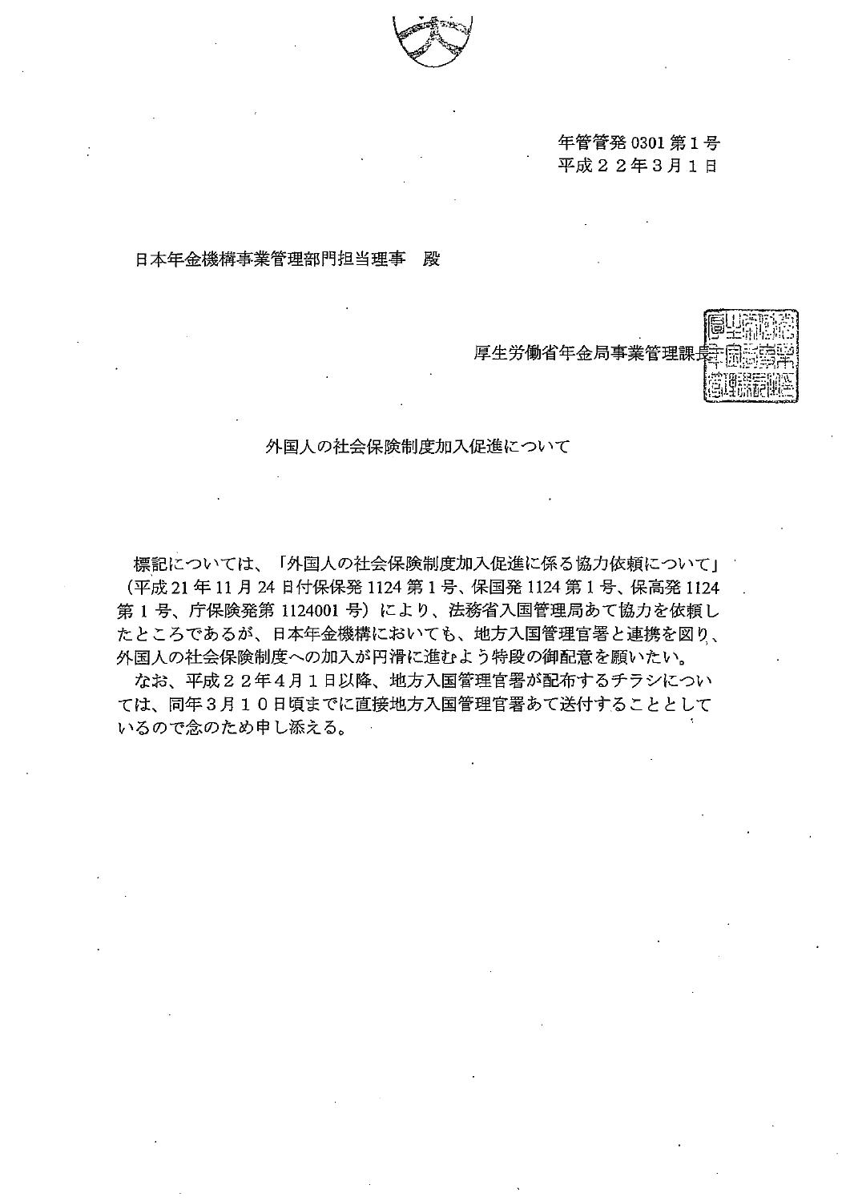年管管発0301第1号
平成２２年３月１日

日本年金機構事業管理部門担当理事　殿

厚生労働省年金局事業管理課長

外国人の社会保険制度加入促進について

標記については、「外国人の社会保険制度加入促進に係る協力依頼について」（平成21年11月24日付保保発1124第1号、保国発1124第1号、保高発1124第1号、庁保険発第1124001号）により、法務省入国管理局あて協力を依頼したところであるが、日本年金機構においても、地方入国管理官署と連携を図り、外国人の社会保険制度への加入が円滑に進むよう特段の御配意を願いたい。

なお、平成２２年４月１日以降、地方入国管理官署が配布するチラシについては、同年３月１０日頃までに直接地方入国管理官署あて送付することとしているので念のため申し添える。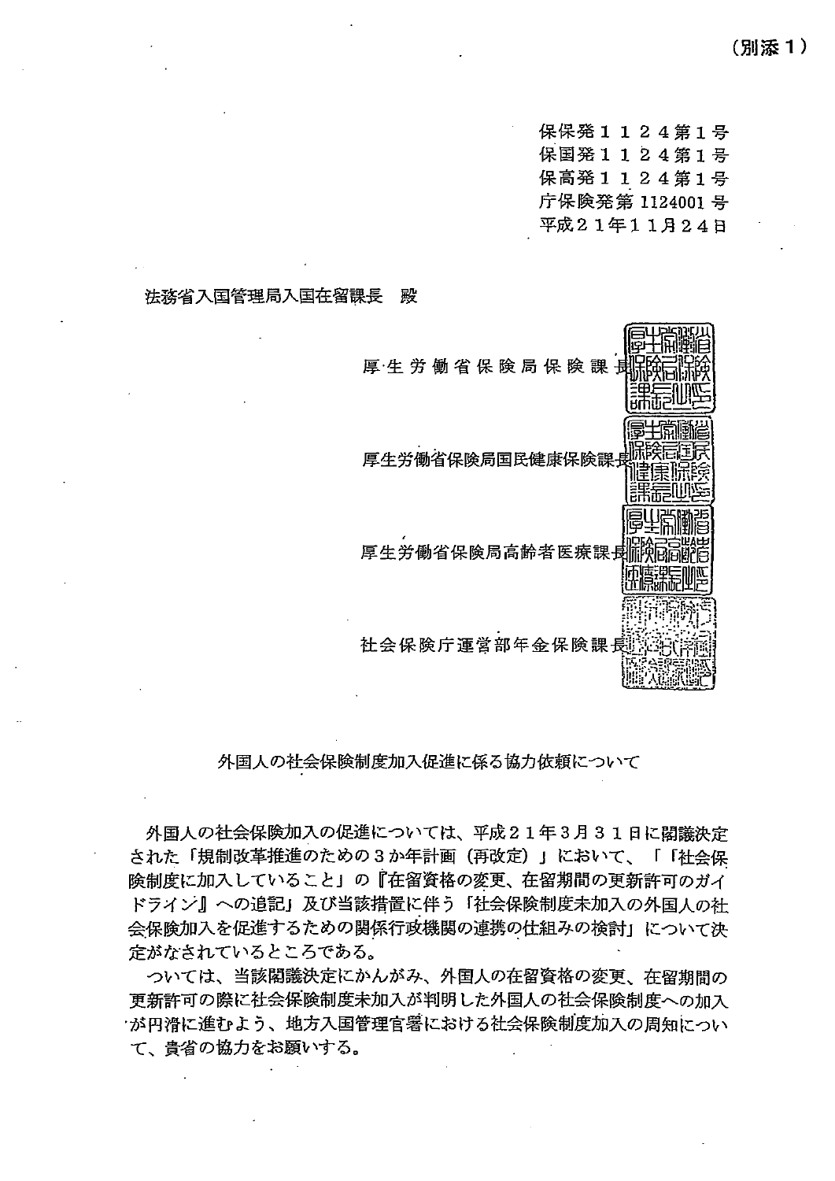（別添１）

保保発１１２４第１号
保国発１１２４第１号
保高発１１２４第１号
庁保険発第 1124001 号
平成２１年１１月２４日

法務省入国管理局入国在留課長　殿

厚生労働省保険局保険課長

厚生労働省保険局国民健康保険課長

厚生労働省保険局高齢者医療課長

社会保険庁運営部年金保険課長

外国人の社会保険制度加入促進に係る協力依頼について

外国人の社会保険加入の促進については、平成２１年３月３１日に閣議決定された「規制改革推進のための３か年計画（再改定）」において、「「社会保険制度に加入していること」の『在留資格の変更、在留期間の更新許可のガイドライン』への追記」及び当該措置に伴う「社会保険制度未加入の外国人の社会保険加入を促進するための関係行政機関の連携の仕組みの検討」について決定がなされているところである。

ついては、当該閣議決定にかんがみ、外国人の在留資格の変更、在留期間の更新許可の際に社会保険制度未加入が判明した外国人の社会保険制度への加入が円滑に進むよう、地方入国管理官署における社会保険制度加入の周知について、貴省の協力をお願いする。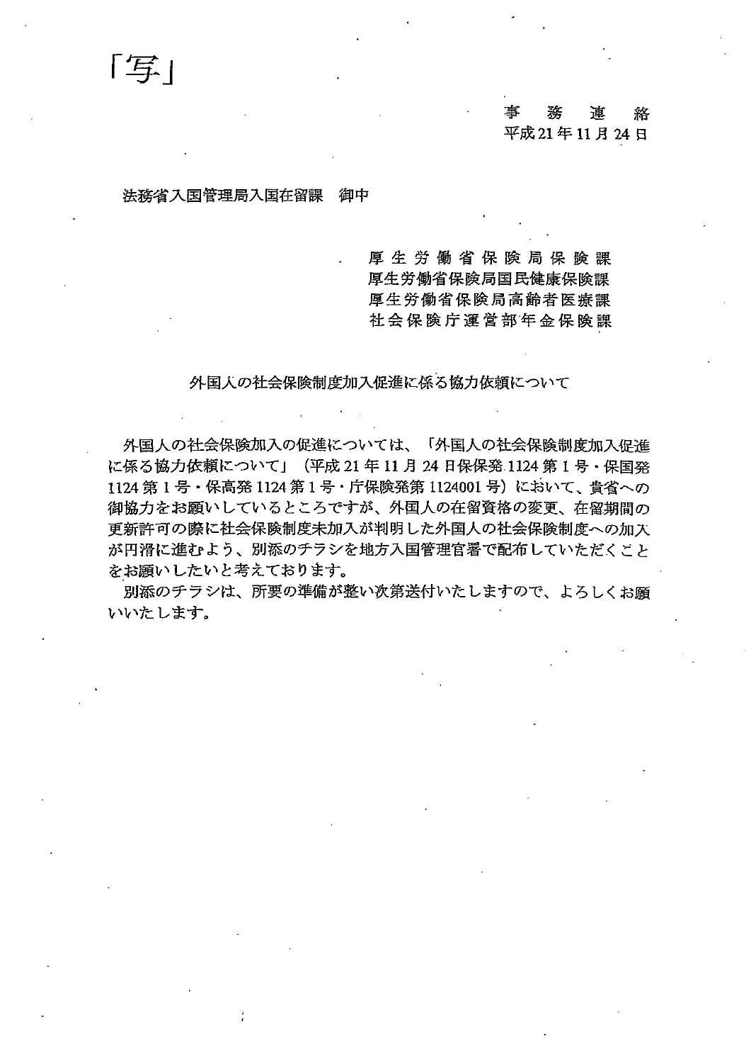「写」

事務連絡
平成21年11月24日

法務省入国管理局入国在留課　御中

厚生労働省保険局保険課
厚生労働省保険局国民健康保険課
厚生労働省保険局高齢者医療課
社会保険庁運営部年金保険課

外国人の社会保険制度加入促進に係る協力依頼について

外国人の社会保険加入の促進については、「外国人の社会保険制度加入促進に係る協力依頼について」（平成21年11月24日保保発1124第1号・保国発1124第1号・保高発1124第1号・庁保険発第1124001号）において、貴省への御協力をお願いしているところですが、外国人の在留資格の変更、在留期間の更新許可の際に社会保険制度未加入が判明した外国人の社会保険制度への加入が円滑に進むよう、別添のチラシを地方入国管理官署で配布していただくことをお願いしたいと考えております。

別添のチラシは、所要の準備が整い次第送付いたしますので、よろしくお願いいたします。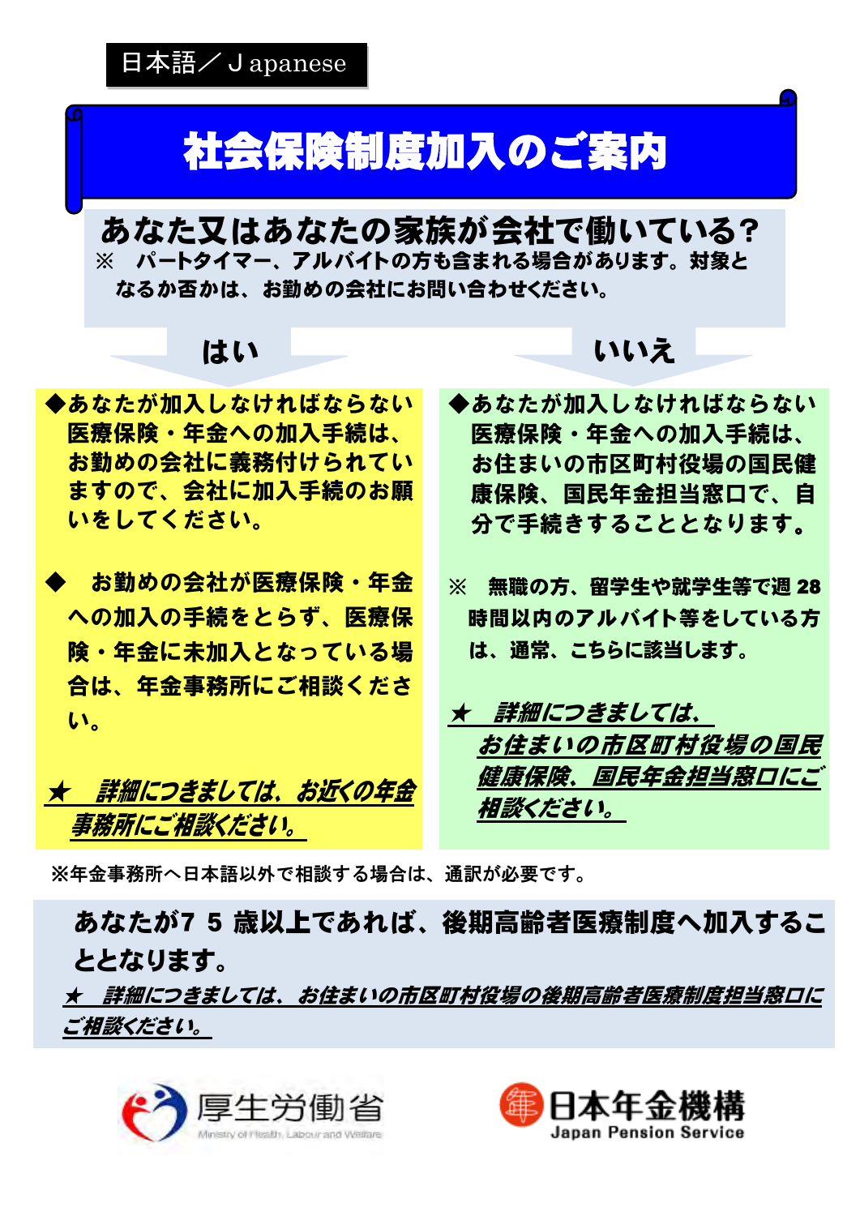日本語／Ｊapanese

# 社会保険制度加入のご案内

## あなた又はあなたの家族が会社で働いている？

※　パートタイマー、アルバイトの方も含まれる場合があります。対象となるか否かは、お勤めの会社にお問い合わせください。

### はい

◆あなたが加入しなければならない医療保険・年金への加入手続は、お勤めの会社に義務付けられていますので、会社に加入手続のお願いをしてください。

◆　お勤めの会社が医療保険・年金への加入の手続をとらず、医療保険・年金に未加入となっている場合は、年金事務所にご相談ください。

★　***詳細につきましては、お近くの年金事務所にご相談ください。***

### いいえ

◆あなたが加入しなければならない医療保険・年金への加入手続は、お住まいの市区町村役場の国民健康保険、国民年金担当窓口で、自分で手続きすることとなります。

※　無職の方、留学生や就学生等で週 28 時間以内のアルバイト等をしている方は、通常、こちらに該当します。

★　***詳細につきましては、お住まいの市区町村役場の国民健康保険、国民年金担当窓口にご相談ください。***

※年金事務所へ日本語以外で相談する場合は、通訳が必要です。

**あなたが7５歳以上であれば、後期高齢者医療制度へ加入することとなります。**

★　***詳細につきましては、お住まいの市区町村役場の後期高齢者医療制度担当窓口にご相談ください。***

厚生労働省 Ministry of Health, Labour and Welfare

日本年金機構 Japan Pension Service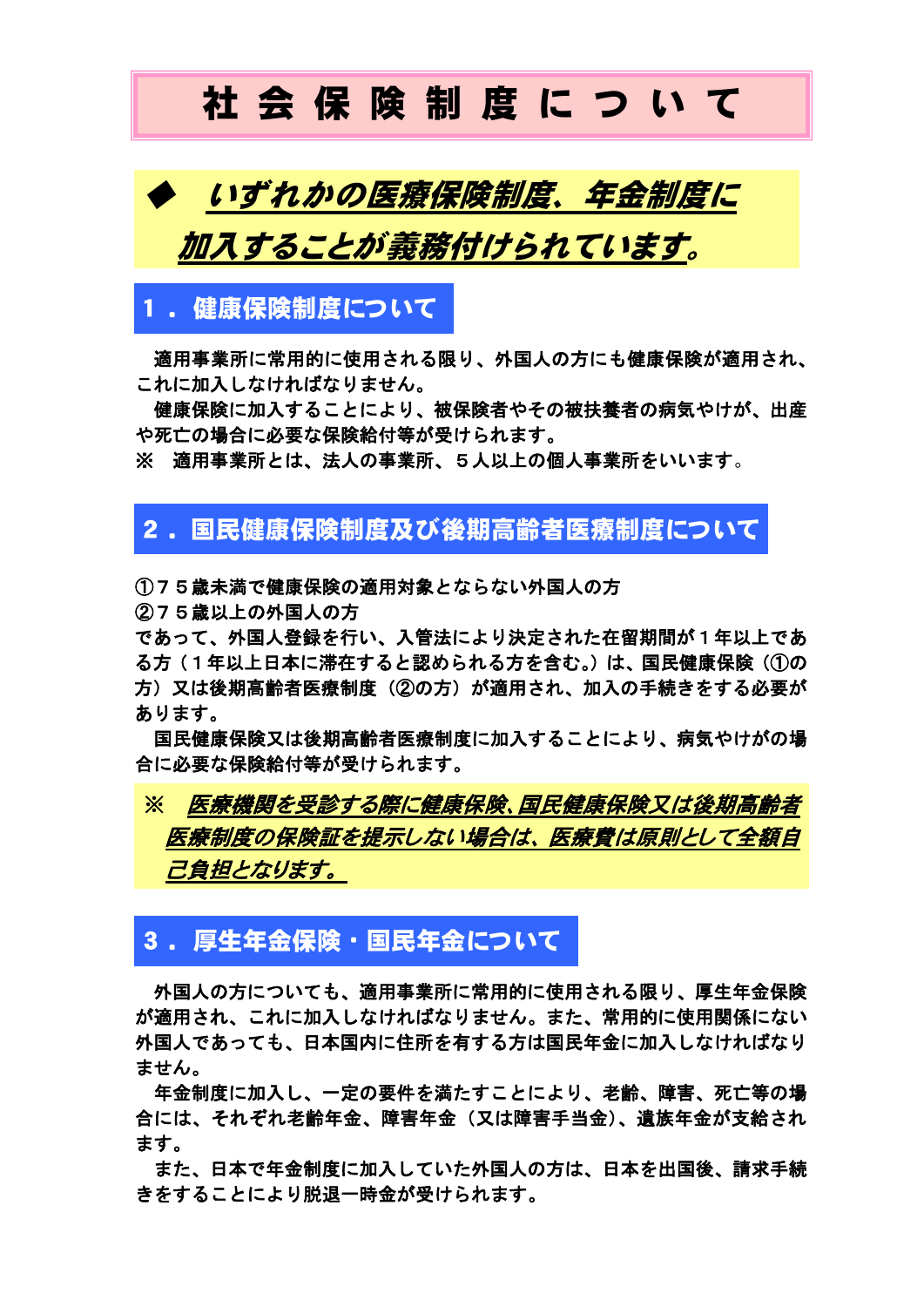# 社 会 保 険 制 度 に つ い て

◆ ***いずれかの医療保険制度、年金制度に加入することが義務付けられています。***

## １．健康保険制度について

適用事業所に常用的に使用される限り、外国人の方にも健康保険が適用され、これに加入しなければなりません。

健康保険に加入することにより、被保険者やその被扶養者の病気やけが、出産や死亡の場合に必要な保険給付等が受けられます。

※　適用事業所とは、法人の事業所、５人以上の個人事業所をいいます。

## ２．国民健康保険制度及び後期高齢者医療制度について

①７５歳未満で健康保険の適用対象とならない外国人の方
②７５歳以上の外国人の方
であって、外国人登録を行い、入管法により決定された在留期間が１年以上である方（１年以上日本に滞在すると認められる方を含む。）は、国民健康保険（①の方）又は後期高齢者医療制度（②の方）が適用され、加入の手続きをする必要があります。

国民健康保険又は後期高齢者医療制度に加入することにより、病気やけがの場合に必要な保険給付等が受けられます。

※　***医療機関を受診する際に健康保険、国民健康保険又は後期高齢者医療制度の保険証を提示しない場合は、医療費は原則として全額自己負担となります。***

## ３．厚生年金保険・国民年金について

外国人の方についても、適用事業所に常用的に使用される限り、厚生年金保険が適用され、これに加入しなければなりません。また、常用的に使用関係にない外国人であっても、日本国内に住所を有する方は国民年金に加入しなければなりません。

年金制度に加入し、一定の要件を満たすことにより、老齢、障害、死亡等の場合には、それぞれ老齢年金、障害年金（又は障害手当金）、遺族年金が支給されます。

また、日本で年金制度に加入していた外国人の方は、日本を出国後、請求手続きをすることにより脱退一時金が受けられます。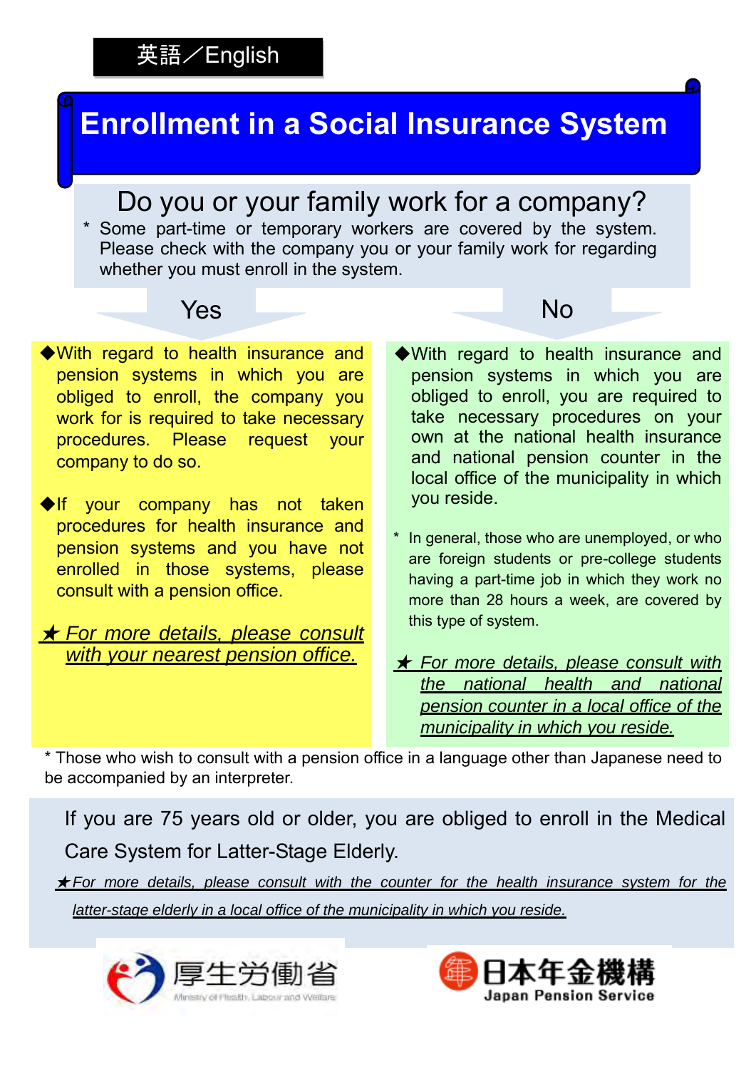英語／English

# Enrollment in a Social Insurance System

## Do you or your family work for a company?

* Some part-time or temporary workers are covered by the system. Please check with the company you or your family work for regarding whether you must enroll in the system.

### Yes

◆With regard to health insurance and pension systems in which you are obliged to enroll, the company you work for is required to take necessary procedures. Please request your company to do so.

◆If your company has not taken procedures for health insurance and pension systems and you have not enrolled in those systems, please consult with a pension office.

★ *For more details, please consult with your nearest pension office.*

### No

◆With regard to health insurance and pension systems in which you are obliged to enroll, you are required to take necessary procedures on your own at the national health insurance and national pension counter in the local office of the municipality in which you reside.

* In general, those who are unemployed, or who are foreign students or pre-college students having a part-time job in which they work no more than 28 hours a week, are covered by this type of system.

★ *For more details, please consult with the national health and national pension counter in a local office of the municipality in which you reside.*

* Those who wish to consult with a pension office in a language other than Japanese need to be accompanied by an interpreter.

If you are 75 years old or older, you are obliged to enroll in the Medical Care System for Latter-Stage Elderly.

★*For more details, please consult with the counter for the health insurance system for the latter-stage elderly in a local office of the municipality in which you reside.*

厚生労働省 Ministry of Health, Labour and Welfare

日本年金機構 Japan Pension Service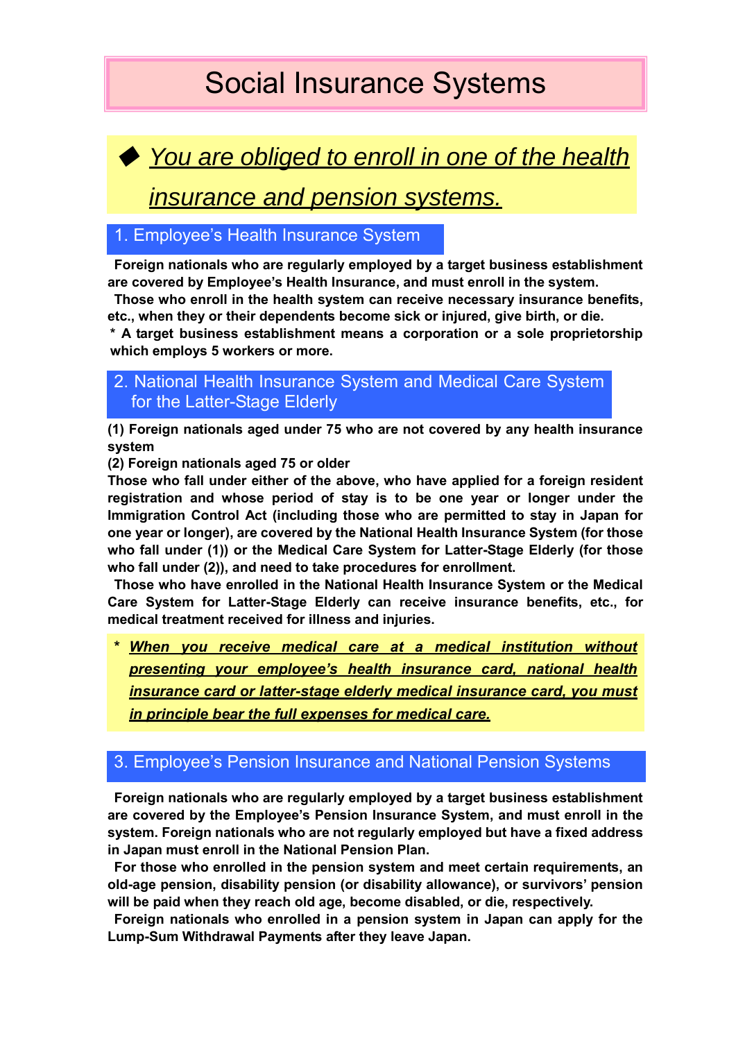# Social Insurance Systems

◆ ***You are obliged to enroll in one of the health insurance and pension systems.***

## 1. Employee's Health Insurance System

**Foreign nationals who are regularly employed by a target business establishment are covered by Employee's Health Insurance, and must enroll in the system.**

**Those who enroll in the health system can receive necessary insurance benefits, etc., when they or their dependents become sick or injured, give birth, or die.**

**\* A target business establishment means a corporation or a sole proprietorship which employs 5 workers or more.**

## 2. National Health Insurance System and Medical Care System for the Latter-Stage Elderly

**(1) Foreign nationals aged under 75 who are not covered by any health insurance system**

**(2) Foreign nationals aged 75 or older**

**Those who fall under either of the above, who have applied for a foreign resident registration and whose period of stay is to be one year or longer under the Immigration Control Act (including those who are permitted to stay in Japan for one year or longer), are covered by the National Health Insurance System (for those who fall under (1)) or the Medical Care System for Latter-Stage Elderly (for those who fall under (2)), and need to take procedures for enrollment.**

**Those who have enrolled in the National Health Insurance System or the Medical Care System for Latter-Stage Elderly can receive insurance benefits, etc., for medical treatment received for illness and injuries.**

\* ***When you receive medical care at a medical institution without presenting your employee's health insurance card, national health insurance card or latter-stage elderly medical insurance card, you must in principle bear the full expenses for medical care.***

## 3. Employee's Pension Insurance and National Pension Systems

**Foreign nationals who are regularly employed by a target business establishment are covered by the Employee's Pension Insurance System, and must enroll in the system. Foreign nationals who are not regularly employed but have a fixed address in Japan must enroll in the National Pension Plan.**

**For those who enrolled in the pension system and meet certain requirements, an old-age pension, disability pension (or disability allowance), or survivors' pension will be paid when they reach old age, become disabled, or die, respectively.**

**Foreign nationals who enrolled in a pension system in Japan can apply for the Lump-Sum Withdrawal Payments after they leave Japan.**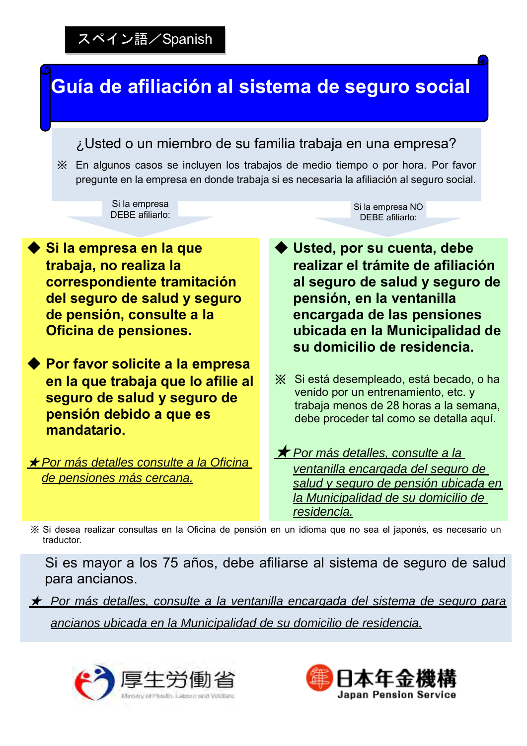スペイン語／Spanish

# Guía de afiliación al sistema de seguro social

¿Usted o un miembro de su familia trabaja en una empresa?

※ En algunos casos se incluyen los trabajos de medio tiempo o por hora. Por favor pregunte en la empresa en donde trabaja si es necesaria la afiliación al seguro social.

Si la empresa DEBE afiliarlo:

- **Si la empresa en la que trabaja, no realiza la correspondiente tramitación del seguro de salud y seguro de pensión, consulte a la Oficina de pensiones.**

- **Por favor solicite a la empresa en la que trabaja que lo afilie al seguro de salud y seguro de pensión debido a que es mandatario.**

★ *Por más detalles consulte a la Oficina de pensiones más cercana.*

Si la empresa NO DEBE afiliarlo:

- **Usted, por su cuenta, debe realizar el trámite de afiliación al seguro de salud y seguro de pensión, en la ventanilla encargada de las pensiones ubicada en la Municipalidad de su domicilio de residencia.**

※ Si está desempleado, está becado, o ha venido por un entrenamiento, etc. y trabaja menos de 28 horas a la semana, debe proceder tal como se detalla aquí.

★ *Por más detalles, consulte a la ventanilla encargada del seguro de salud y seguro de pensión ubicada en la Municipalidad de su domicilio de residencia.*

※ Si desea realizar consultas en la Oficina de pensión en un idioma que no sea el japonés, es necesario un traductor.

Si es mayor a los 75 años, debe afiliarse al sistema de seguro de salud para ancianos.

★ *Por más detalles, consulte a la ventanilla encargada del sistema de seguro para ancianos ubicada en la Municipalidad de su domicilio de residencia.*

厚生労働省 Ministry of Health, Labour and Welfare

日本年金機構 Japan Pension Service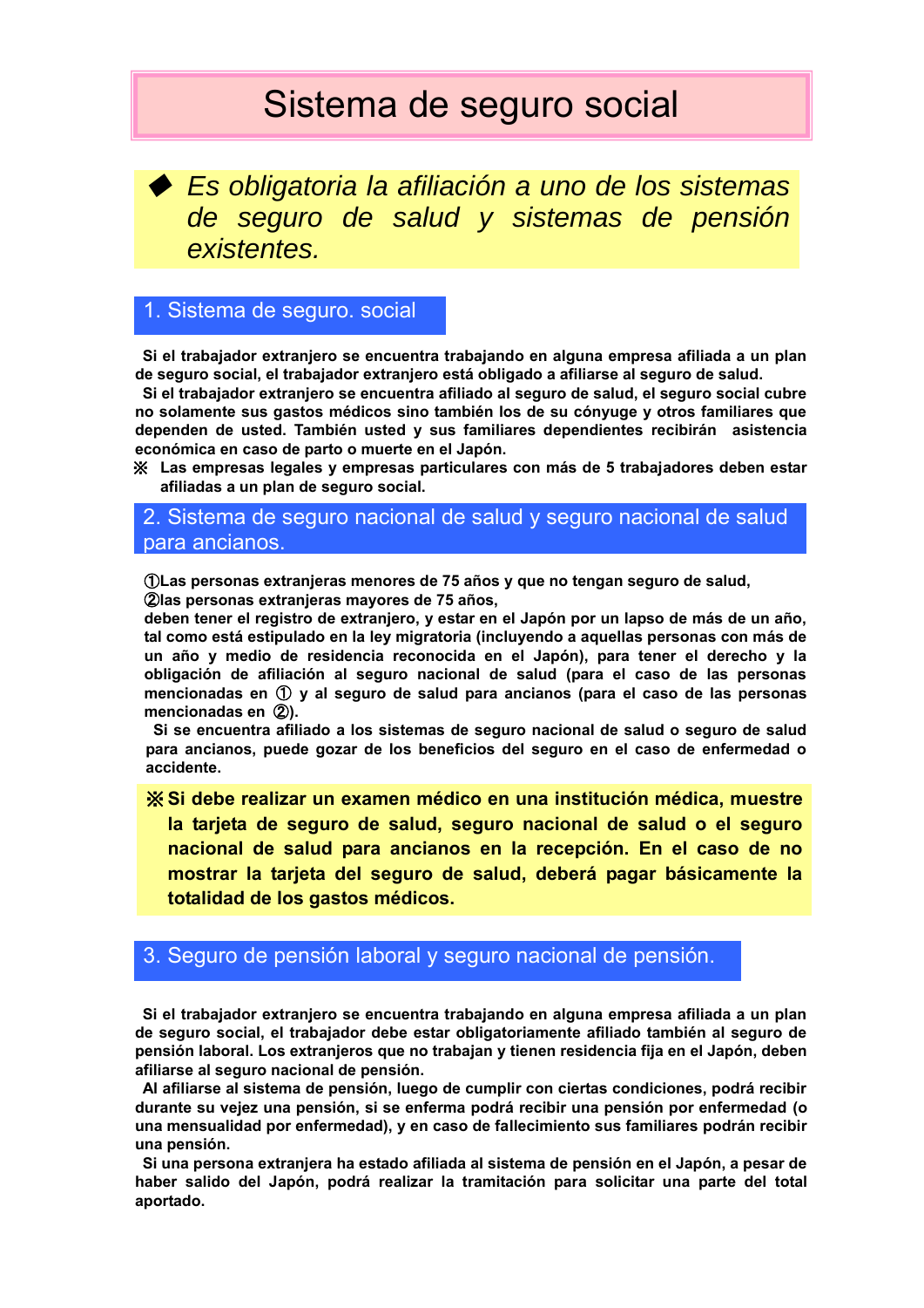# Sistema de seguro social

◆ *Es obligatoria la afiliación a uno de los sistemas de seguro de salud y sistemas de pensión existentes.*

## 1. Sistema de seguro. social

**Si el trabajador extranjero se encuentra trabajando en alguna empresa afiliada a un plan de seguro social, el trabajador extranjero está obligado a afiliarse al seguro de salud.**

**Si el trabajador extranjero se encuentra afiliado al seguro de salud, el seguro social cubre no solamente sus gastos médicos sino también los de su cónyuge y otros familiares que dependen de usted. También usted y sus familiares dependientes recibirán asistencia económica en caso de parto o muerte en el Japón.**

**※ Las empresas legales y empresas particulares con más de 5 trabajadores deben estar afiliadas a un plan de seguro social.**

## 2. Sistema de seguro nacional de salud y seguro nacional de salud para ancianos.

**①Las personas extranjeras menores de 75 años y que no tengan seguro de salud,**
**②las personas extranjeras mayores de 75 años,**
**deben tener el registro de extranjero, y estar en el Japón por un lapso de más de un año, tal como está estipulado en la ley migratoria (incluyendo a aquellas personas con más de un año y medio de residencia reconocida en el Japón), para tener el derecho y la obligación de afiliación al seguro nacional de salud (para el caso de las personas mencionadas en ① y al seguro de salud para ancianos (para el caso de las personas mencionadas en ②).**

**Si se encuentra afiliado a los sistemas de seguro nacional de salud o seguro de salud para ancianos, puede gozar de los beneficios del seguro en el caso de enfermedad o accidente.**

**※Si debe realizar un examen médico en una institución médica, muestre la tarjeta de seguro de salud, seguro nacional de salud o el seguro nacional de salud para ancianos en la recepción. En el caso de no mostrar la tarjeta del seguro de salud, deberá pagar básicamente la totalidad de los gastos médicos.**

## 3. Seguro de pensión laboral y seguro nacional de pensión.

**Si el trabajador extranjero se encuentra trabajando en alguna empresa afiliada a un plan de seguro social, el trabajador debe estar obligatoriamente afiliado también al seguro de pensión laboral. Los extranjeros que no trabajan y tienen residencia fija en el Japón, deben afiliarse al seguro nacional de pensión.**

**Al afiliarse al sistema de pensión, luego de cumplir con ciertas condiciones, podrá recibir durante su vejez una pensión, si se enferma podrá recibir una pensión por enfermedad (o una mensualidad por enfermedad), y en caso de fallecimiento sus familiares podrán recibir una pensión.**

**Si una persona extranjera ha estado afiliada al sistema de pensión en el Japón, a pesar de haber salido del Japón, podrá realizar la tramitación para solicitar una parte del total aportado.**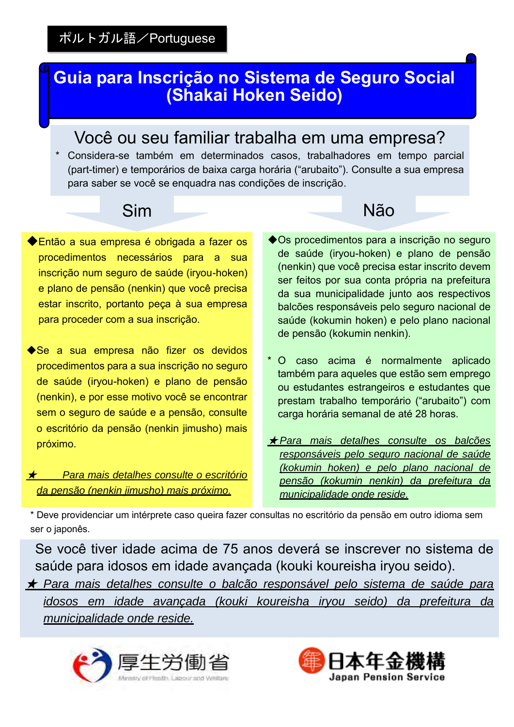ポルトガル語／Portuguese

# Guia para Inscrição no Sistema de Seguro Social (Shakai Hoken Seido)

## Você ou seu familiar trabalha em uma empresa?

\* Considera-se também em determinados casos, trabalhadores em tempo parcial (part-timer) e temporários de baixa carga horária ("arubaito"). Consulte a sua empresa para saber se você se enquadra nas condições de inscrição.

### Sim

◆Então a sua empresa é obrigada a fazer os procedimentos necessários para a sua inscrição num seguro de saúde (iryou-hoken) e plano de pensão (nenkin) que você precisa estar inscrito, portanto peça à sua empresa para proceder com a sua inscrição.

◆Se a sua empresa não fizer os devidos procedimentos para a sua inscrição no seguro de saúde (iryou-hoken) e plano de pensão (nenkin), e por esse motivo você se encontrar sem o seguro de saúde e a pensão, consulte o escritório da pensão (nenkin jimusho) mais próximo.

★ *Para mais detalhes consulte o escritório da pensão (nenkin jimusho) mais próximo.*

### Não

◆Os procedimentos para a inscrição no seguro de saúde (iryou-hoken) e plano de pensão (nenkin) que você precisa estar inscrito devem ser feitos por sua conta própria na prefeitura da sua municipalidade junto aos respectivos balcões responsáveis pelo seguro nacional de saúde (kokumin hoken) e pelo plano nacional de pensão (kokumin nenkin).

\* O caso acima é normalmente aplicado também para aqueles que estão sem emprego ou estudantes estrangeiros e estudantes que prestam trabalho temporário ("arubaito") com carga horária semanal de até 28 horas.

★ *Para mais detalhes consulte os balcões responsáveis pelo seguro nacional de saúde (kokumin hoken) e pelo plano nacional de pensão (kokumin nenkin) da prefeitura da municipalidade onde reside.*

\* Deve providenciar um intérprete caso queira fazer consultas no escritório da pensão em outro idioma sem ser o japonês.

Se você tiver idade acima de 75 anos deverá se inscrever no sistema de saúde para idosos em idade avançada (kouki koureisha iryou seido).

★ *Para mais detalhes consulte o balcão responsável pelo sistema de saúde para idosos em idade avançada (kouki koureisha iryou seido) da prefeitura da municipalidade onde reside.*

厚生労働省 Ministry of Health, Labour and Welfare

日本年金機構 Japan Pension Service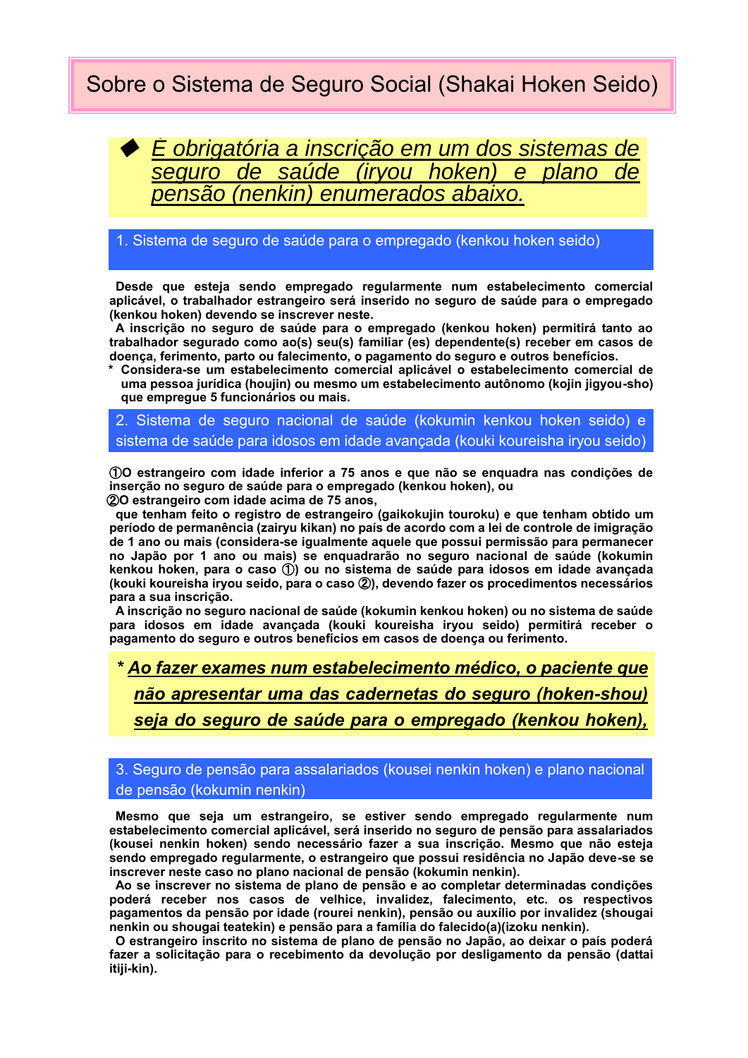# Sobre o Sistema de Seguro Social (Shakai Hoken Seido)

◆ ***É obrigatória a inscrição em um dos sistemas de seguro de saúde (iryou hoken) e plano de pensão (nenkin) enumerados abaixo.***

## 1. Sistema de seguro de saúde para o empregado (kenkou hoken seido)

**Desde que esteja sendo empregado regularmente num estabelecimento comercial aplicável, o trabalhador estrangeiro será inserido no seguro de saúde para o empregado (kenkou hoken) devendo se inscrever neste.**

**A inscrição no seguro de saúde para o empregado (kenkou hoken) permitirá tanto ao trabalhador segurado como ao(s) seu(s) familiar (es) dependente(s) receber em casos de doença, ferimento, parto ou falecimento, o pagamento do seguro e outros benefícios.**

**\* Considera-se um estabelecimento comercial aplicável o estabelecimento comercial de uma pessoa jurídica (houjin) ou mesmo um estabelecimento autônomo (kojin jigyou-sho) que empregue 5 funcionários ou mais.**

## 2. Sistema de seguro nacional de saúde (kokumin kenkou hoken seido) e sistema de saúde para idosos em idade avançada (kouki koureisha iryou seido)

**①O estrangeiro com idade inferior a 75 anos e que não se enquadra nas condições de inserção no seguro de saúde para o empregado (kenkou hoken), ou**

**②O estrangeiro com idade acima de 75 anos,**

**que tenham feito o registro de estrangeiro (gaikokujin touroku) e que tenham obtido um período de permanência (zairyu kikan) no país de acordo com a lei de controle de imigração de 1 ano ou mais (considera-se igualmente aquele que possui permissão para permanecer no Japão por 1 ano ou mais) se enquadrarão no seguro nacional de saúde (kokumin kenkou hoken, para o caso ①) ou no sistema de saúde para idosos em idade avançada (kouki koureisha iryou seido, para o caso ②), devendo fazer os procedimentos necessários para a sua inscrição.**

**A inscrição no seguro nacional de saúde (kokumin kenkou hoken) ou no sistema de saúde para idosos em idade avançada (kouki koureisha iryou seido) permitirá receber o pagamento do seguro e outros benefícios em casos de doença ou ferimento.**

***\* Ao fazer exames num estabelecimento médico, o paciente que não apresentar uma das cadernetas do seguro (hoken-shou) seja do seguro de saúde para o empregado (kenkou hoken),***

## 3. Seguro de pensão para assalariados (kousei nenkin hoken) e plano nacional de pensão (kokumin nenkin)

**Mesmo que seja um estrangeiro, se estiver sendo empregado regularmente num estabelecimento comercial aplicável, será inserido no seguro de pensão para assalariados (kousei nenkin hoken) sendo necessário fazer a sua inscrição. Mesmo que não esteja sendo empregado regularmente, o estrangeiro que possui residência no Japão deve-se se inscrever neste caso no plano nacional de pensão (kokumin nenkin).**

**Ao se inscrever no sistema de plano de pensão e ao completar determinadas condições poderá receber nos casos de velhice, invalidez, falecimento, etc. os respectivos pagamentos da pensão por idade (rourei nenkin), pensão ou auxílio por invalidez (shougai nenkin ou shougai teatekin) e pensão para a família do falecido(a)(izoku nenkin).**

**O estrangeiro inscrito no sistema de plano de pensão no Japão, ao deixar o país poderá fazer a solicitação para o recebimento da devolução por desligamento da pensão (dattai itiji-kin).**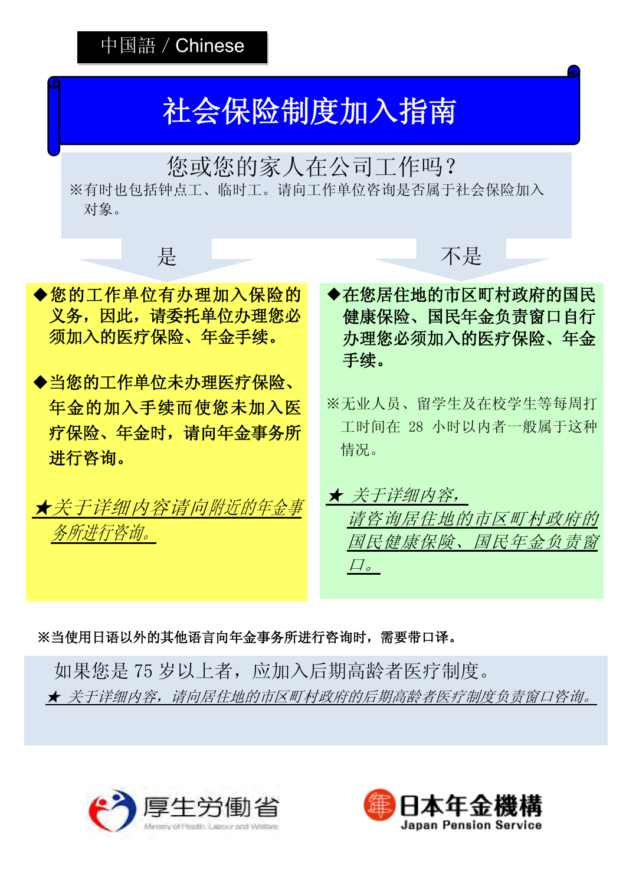中国語 / Chinese

# 社会保险制度加入指南

## 您或您的家人在公司工作吗？

※有时也包括钟点工、临时工。请向工作单位咨询是否属于社会保险加入对象。

### 是

◆**您的工作单位有办理加入保险的义务，因此，请委托单位办理您必须加入的医疗保险、年金手续。**

◆**当您的工作单位未办理医疗保险、年金的加入手续而使您未加入医疗保险、年金时，请向年金事务所进行咨询。**

★*关于详细内容请向附近的年金事务所进行咨询。*

### 不是

◆**在您居住地的市区町村政府的国民健康保险、国民年金负责窗口自行办理您必须加入的医疗保险、年金手续。**

※无业人员、留学生及在校学生等每周打工时间在 28 小时以内者一般属于这种情况。

★ *关于详细内容，请咨询居住地的市区町村政府的国民健康保险、国民年金负责窗口。*

**※当使用日语以外的其他语言向年金事务所进行咨询时，需要带口译。**

如果您是 75 岁以上者，应加入后期高龄者医疗制度。

★ *关于详细内容，请向居住地的市区町村政府的后期高龄者医疗制度负责窗口咨询。*

厚生労働省 Ministry of Health, Labour and Welfare

日本年金機構 Japan Pension Service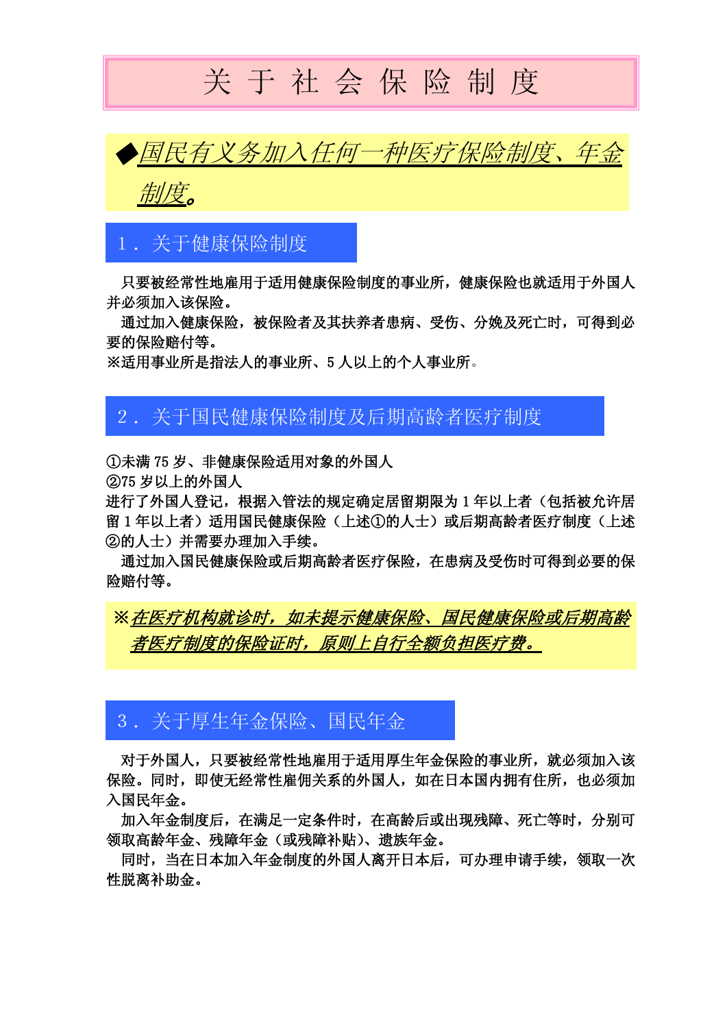# 关 于 社 会 保 险 制 度

◆***国民有义务加入任何一种医疗保险制度、年金制度。***

## 1．关于健康保险制度

只要被经常性地雇用于适用健康保险制度的事业所，健康保险也就适用于外国人并必须加入该保险。

通过加入健康保险，被保险者及其扶养者患病、受伤、分娩及死亡时，可得到必要的保险赔付等。

※适用事业所是指法人的事业所、5 人以上的个人事业所。

## 2．关于国民健康保险制度及后期高龄者医疗制度

①未满 75 岁、非健康保险适用对象的外国人

②75 岁以上的外国人

进行了外国人登记，根据入管法的规定确定居留期限为 1 年以上者（包括被允许居留 1 年以上者）适用国民健康保险（上述①的人士）或后期高龄者医疗制度（上述②的人士）并需要办理加入手续。

通过加入国民健康保险或后期高龄者医疗保险，在患病及受伤时可得到必要的保险赔付等。

※***在医疗机构就诊时，如未提示健康保险、国民健康保险或后期高龄者医疗制度的保险证时，原则上自行全额负担医疗费。***

## 3．关于厚生年金保险、国民年金

对于外国人，只要被经常性地雇用于适用厚生年金保险的事业所，就必须加入该保险。同时，即使无经常性雇佣关系的外国人，如在日本国内拥有住所，也必须加入国民年金。

加入年金制度后，在满足一定条件时，在高龄后或出现残障、死亡等时，分别可领取高龄年金、残障年金（或残障补贴）、遗族年金。

同时，当在日本加入年金制度的外国人离开日本后，可办理申请手续，领取一次性脱离补助金。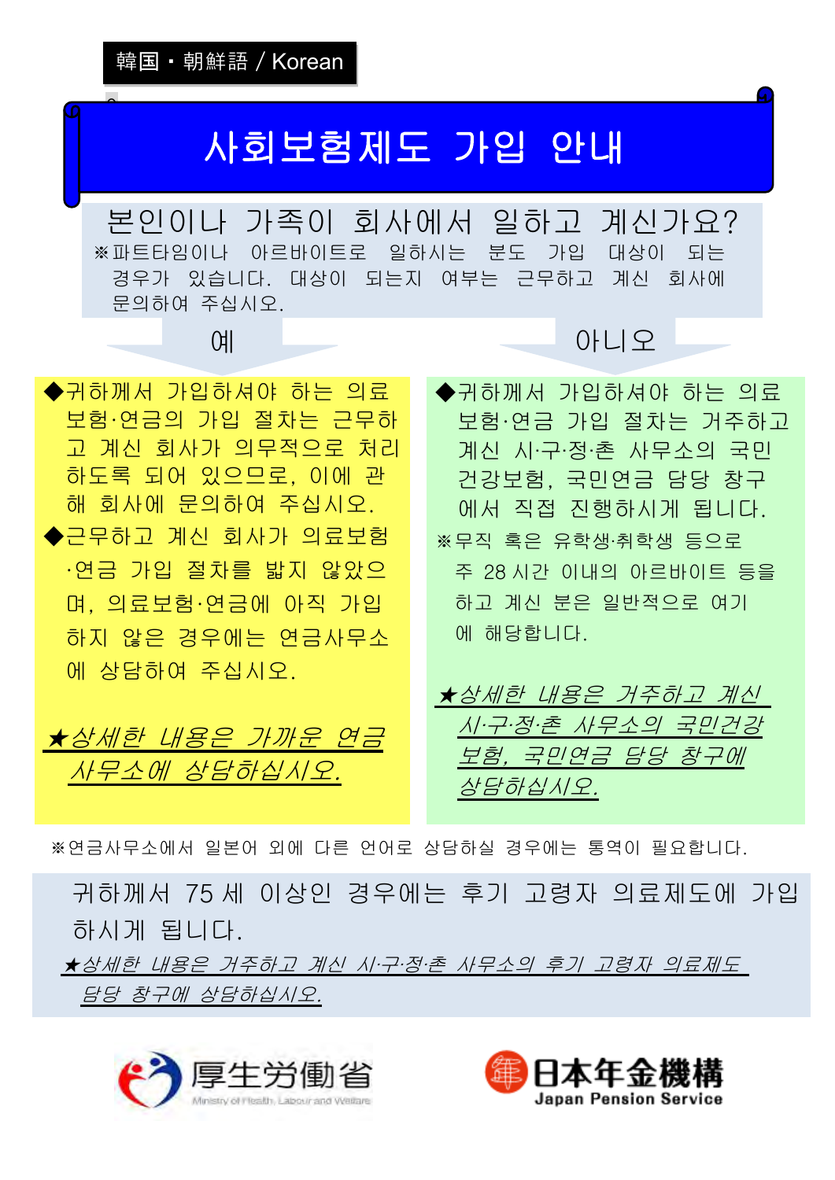韓国・朝鮮語 / Korean

# 사회보험제도 가입 안내

## 본인이나 가족이 회사에서 일하고 계신가요?

※파트타임이나 아르바이트로 일하시는 분도 가입 대상이 되는 경우가 있습니다. 대상이 되는지 여부는 근무하고 계신 회사에 문의하여 주십시오.

### 예

◆귀하께서 가입하셔야 하는 의료보험·연금의 가입 절차는 근무하고 계신 회사가 의무적으로 처리하도록 되어 있으므로, 이에 관해 회사에 문의하여 주십시오.

◆근무하고 계신 회사가 의료보험·연금 가입 절차를 밟지 않았으며, 의료보험·연금에 아직 가입하지 않은 경우에는 연금사무소에 상담하여 주십시오.

*★상세한 내용은 가까운 연금사무소에 상담하십시오.*

### 아니오

◆귀하께서 가입하셔야 하는 의료보험·연금 가입 절차는 거주하고 계신 시·구·정·촌 사무소의 국민건강보험, 국민연금 담당 창구에서 직접 진행하시게 됩니다.

※무직 혹은 유학생·취학생 등으로 주 28 시간 이내의 아르바이트 등을 하고 계신 분은 일반적으로 여기에 해당합니다.

*★상세한 내용은 거주하고 계신 시·구·정·촌 사무소의 국민건강보험, 국민연금 담당 창구에 상담하십시오.*

※연금사무소에서 일본어 외에 다른 언어로 상담하실 경우에는 통역이 필요합니다.

귀하께서 75 세 이상인 경우에는 후기 고령자 의료제도에 가입하시게 됩니다.

*★상세한 내용은 거주하고 계신 시·구·정·촌 사무소의 후기 고령자 의료제도 담당 창구에 상담하십시오.*

厚生労働省 Ministry of Health, Labour and Welfare

日本年金機構 Japan Pension Service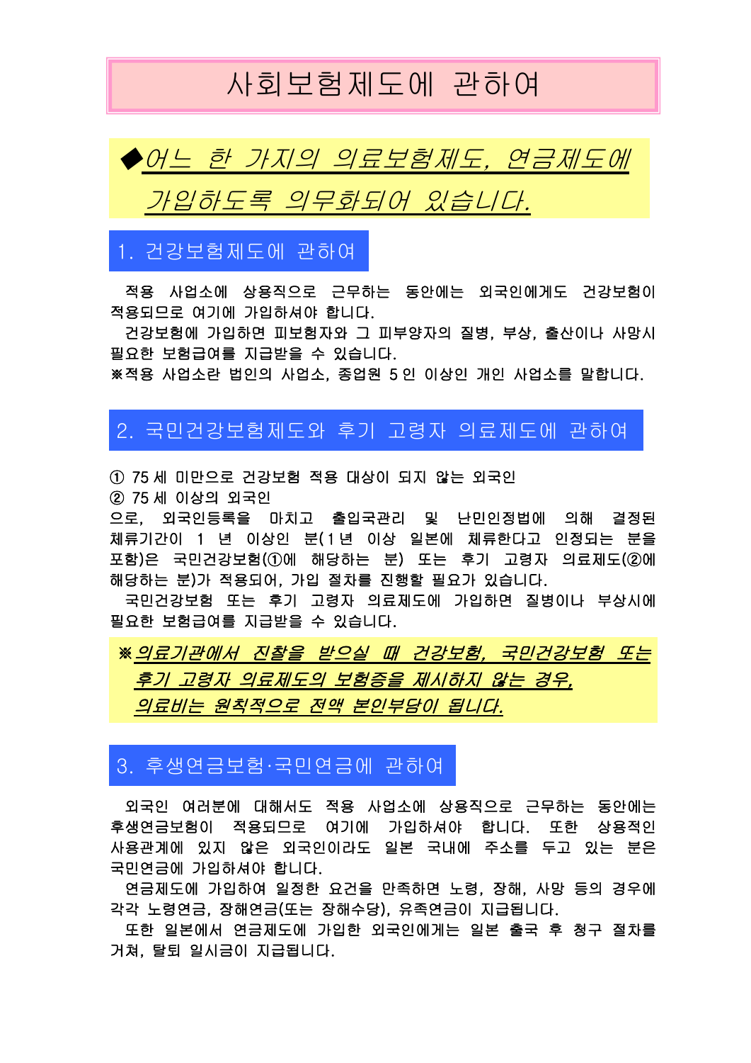# 사회보험제도에 관하여

◆***어느 한 가지의 의료보험제도, 연금제도에 가입하도록 의무화되어 있습니다.***

## 1. 건강보험제도에 관하여

적용 사업소에 상용직으로 근무하는 동안에는 외국인에게도 건강보험이 적용되므로 여기에 가입하셔야 합니다.

건강보험에 가입하면 피보험자와 그 피부양자의 질병, 부상, 출산이나 사망시 필요한 보험급여를 지급받을 수 있습니다.

※적용 사업소란 법인의 사업소, 종업원 5 인 이상인 개인 사업소를 말합니다.

## 2. 국민건강보험제도와 후기 고령자 의료제도에 관하여

① 75 세 미만으로 건강보험 적용 대상이 되지 않는 외국인
② 75 세 이상의 외국인

으로, 외국인등록을 마치고 출입국관리 및 난민인정법에 의해 결정된 체류기간이 1 년 이상인 분(1 년 이상 일본에 체류한다고 인정되는 분을 포함)은 국민건강보험(①에 해당하는 분) 또는 후기 고령자 의료제도(②에 해당하는 분)가 적용되어, 가입 절차를 진행할 필요가 있습니다.

국민건강보험 또는 후기 고령자 의료제도에 가입하면 질병이나 부상시에 필요한 보험급여를 지급받을 수 있습니다.

※***의료기관에서 진찰을 받으실 때 건강보험, 국민건강보험 또는 후기 고령자 의료제도의 보험증을 제시하지 않는 경우, 의료비는 원칙적으로 전액 본인부담이 됩니다.***

## 3. 후생연금보험·국민연금에 관하여

외국인 여러분에 대해서도 적용 사업소에 상용직으로 근무하는 동안에는 후생연금보험이 적용되므로 여기에 가입하셔야 합니다. 또한 상용적인 사용관계에 있지 않은 외국인이라도 일본 국내에 주소를 두고 있는 분은 국민연금에 가입하셔야 합니다.

연금제도에 가입하여 일정한 요건을 만족하면 노령, 장해, 사망 등의 경우에 각각 노령연금, 장해연금(또는 장해수당), 유족연금이 지급됩니다.

또한 일본에서 연금제도에 가입한 외국인에게는 일본 출국 후 청구 절차를 거쳐, 탈퇴 일시금이 지급됩니다.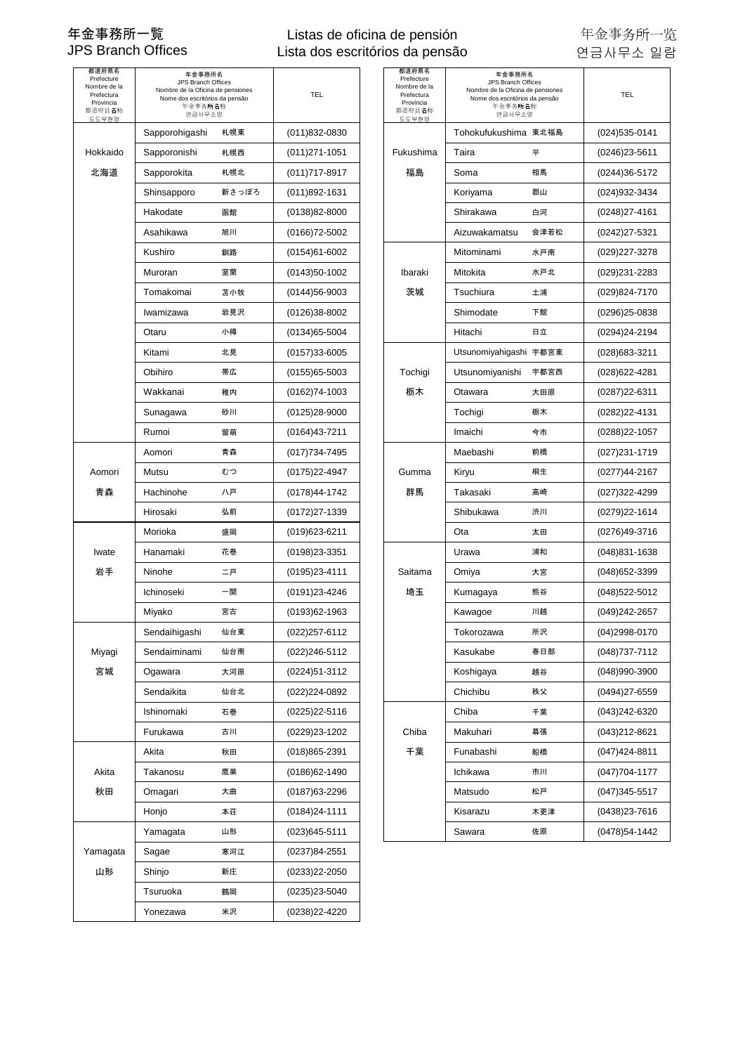# 年金事務所一覧 / JPS Branch Offices / Listas de oficina de pensión / Lista dos escritórios da pensão / 年金事务所一览 / 연금사무소 일람

| 都道府県名 Prefecture Nombre de la Prefectura Província 都道府县名称 도도부현명 | 年金事務所名 JPS Branch Offices Nombre de la Oficina de pensiones Nome dos escritórios da pensão 年金事务所名称 연금사무소명 | | TEL |
|---|---|---|---|
| Hokkaido 北海道 | Sapporohigashi | 札幌東 | (011)832-0830 |
| | Sapporonishi | 札幌西 | (011)271-1051 |
| | Sapporokita | 札幌北 | (011)717-8917 |
| | Shinsapporo | 新さっぽろ | (011)892-1631 |
| | Hakodate | 函館 | (0138)82-8000 |
| | Asahikawa | 旭川 | (0166)72-5002 |
| | Kushiro | 釧路 | (0154)61-6002 |
| | Muroran | 室蘭 | (0143)50-1002 |
| | Tomakomai | 苫小牧 | (0144)56-9003 |
| | Iwamizawa | 岩見沢 | (0126)38-8002 |
| | Otaru | 小樽 | (0134)65-5004 |
| | Kitami | 北見 | (0157)33-6005 |
| | Obihiro | 帯広 | (0155)65-5003 |
| | Wakkanai | 稚内 | (0162)74-1003 |
| | Sunagawa | 砂川 | (0125)28-9000 |
| | Rumoi | 留萌 | (0164)43-7211 |
| Aomori 青森 | Aomori | 青森 | (017)734-7495 |
| | Mutsu | むつ | (0175)22-4947 |
| | Hachinohe | 八戸 | (0178)44-1742 |
| | Hirosaki | 弘前 | (0172)27-1339 |
| Iwate 岩手 | Morioka | 盛岡 | (019)623-6211 |
| | Hanamaki | 花巻 | (0198)23-3351 |
| | Ninohe | 二戸 | (0195)23-4111 |
| | Ichinoseki | 一関 | (0191)23-4246 |
| | Miyako | 宮古 | (0193)62-1963 |
| Miyagi 宮城 | Sendaihigashi | 仙台東 | (022)257-6112 |
| | Sendaiminami | 仙台南 | (022)246-5112 |
| | Ogawara | 大河原 | (0224)51-3112 |
| | Sendaikita | 仙台北 | (022)224-0892 |
| | Ishinomaki | 石巻 | (0225)22-5116 |
| | Furukawa | 古川 | (0229)23-1202 |
| Akita 秋田 | Akita | 秋田 | (018)865-2391 |
| | Takanosu | 鷹巣 | (0186)62-1490 |
| | Omagari | 大曲 | (0187)63-2296 |
| | Honjo | 本荘 | (0184)24-1111 |
| Yamagata 山形 | Yamagata | 山形 | (023)645-5111 |
| | Sagae | 寒河江 | (0237)84-2551 |
| | Shinjo | 新庄 | (0233)22-2050 |
| | Tsuruoka | 鶴岡 | (0235)23-5040 |
| | Yonezawa | 米沢 | (0238)22-4220 |
| Fukushima 福島 | Tohokufukushima | 東北福島 | (024)535-0141 |
| | Taira | 平 | (0246)23-5611 |
| | Soma | 相馬 | (0244)36-5172 |
| | Koriyama | 郡山 | (024)932-3434 |
| | Shirakawa | 白河 | (0248)27-4161 |
| | Aizuwakamatsu | 会津若松 | (0242)27-5321 |
| Ibaraki 茨城 | Mitominami | 水戸南 | (029)227-3278 |
| | Mitokita | 水戸北 | (029)231-2283 |
| | Tsuchiura | 土浦 | (029)824-7170 |
| | Shimodate | 下館 | (0296)25-0838 |
| | Hitachi | 日立 | (0294)24-2194 |
| Tochigi 栃木 | Utsunomiyahigashi | 宇都宮東 | (028)683-3211 |
| | Utsunomiyanishi | 宇都宮西 | (028)622-4281 |
| | Otawara | 大田原 | (0287)22-6311 |
| | Tochigi | 栃木 | (0282)22-4131 |
| | Imaichi | 今市 | (0288)22-1057 |
| Gumma 群馬 | Maebashi | 前橋 | (027)231-1719 |
| | Kiryu | 桐生 | (0277)44-2167 |
| | Takasaki | 高崎 | (027)322-4299 |
| | Shibukawa | 渋川 | (0279)22-1614 |
| | Ota | 太田 | (0276)49-3716 |
| Saitama 埼玉 | Urawa | 浦和 | (048)831-1638 |
| | Omiya | 大宮 | (048)652-3399 |
| | Kumagaya | 熊谷 | (048)522-5012 |
| | Kawagoe | 川越 | (049)242-2657 |
| | Tokorozawa | 所沢 | (04)2998-0170 |
| | Kasukabe | 春日部 | (048)737-7112 |
| | Koshigaya | 越谷 | (048)990-3900 |
| | Chichibu | 秩父 | (0494)27-6559 |
| Chiba 千葉 | Chiba | 千葉 | (043)242-6320 |
| | Makuhari | 幕張 | (043)212-8621 |
| | Funabashi | 船橋 | (047)424-8811 |
| | Ichikawa | 市川 | (047)704-1177 |
| | Matsudo | 松戸 | (047)345-5517 |
| | Kisarazu | 木更津 | (0438)23-7616 |
| | Sawara | 佐原 | (0478)54-1442 |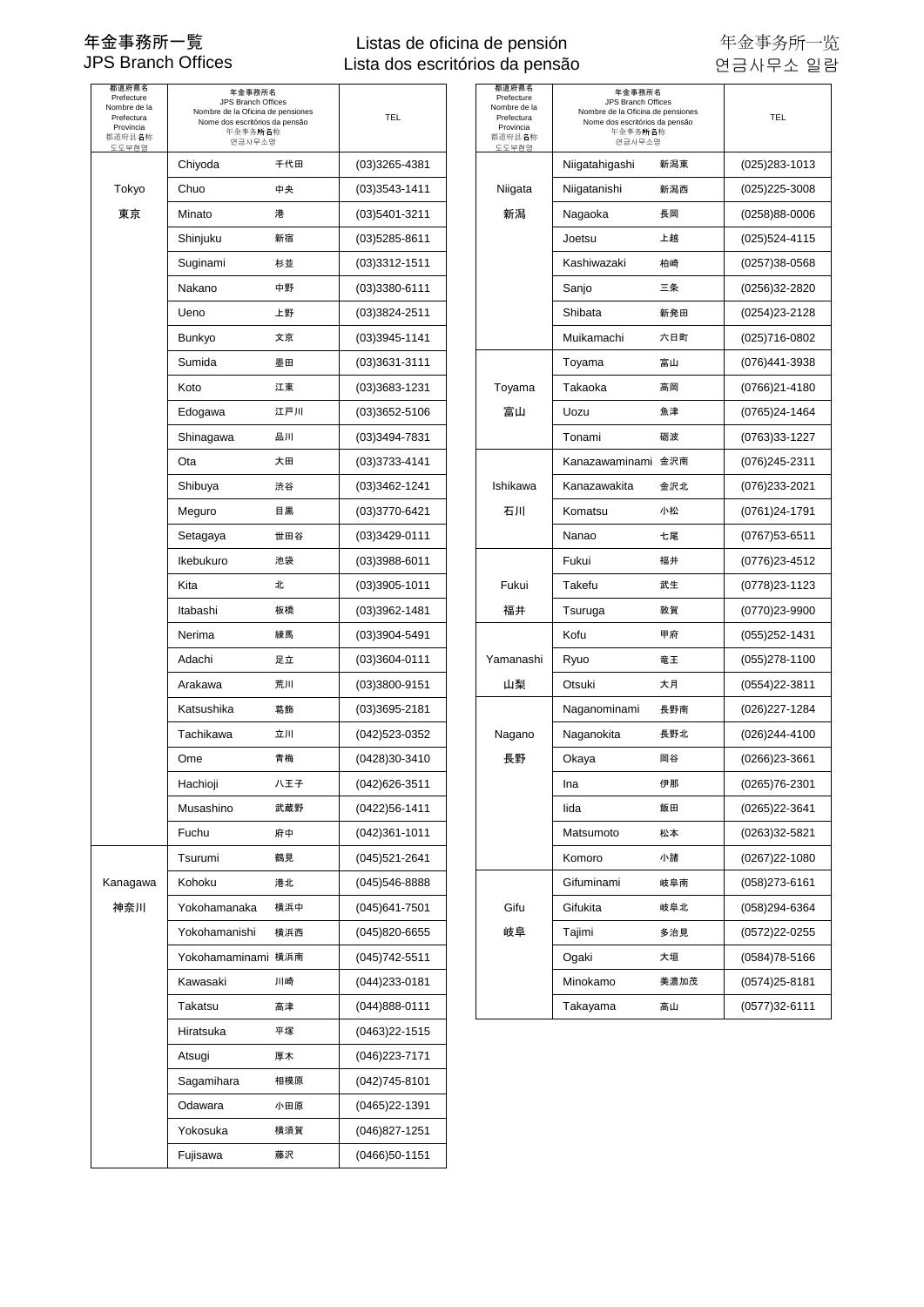# 年金事務所一覧 / JPS Branch Offices / Listas de oficina de pensión / Lista dos escritórios da pensão / 年金事务所一览 / 연금사무소 일람

| 都道府県名 Prefecture Nombre de la Prefectura Província 都道府县名称 도도부현명 | 年金事務所名 JPS Branch Offices Nombre de la Oficina de pensiones Nome dos escritórios da pensão 年金事务所名称 연금사무소명 | | TEL |
|---|---|---|---|
| Tokyo 東京 | Chiyoda | 千代田 | (03)3265-4381 |
| | Chuo | 中央 | (03)3543-1411 |
| | Minato | 港 | (03)5401-3211 |
| | Shinjuku | 新宿 | (03)5285-8611 |
| | Suginami | 杉並 | (03)3312-1511 |
| | Nakano | 中野 | (03)3380-6111 |
| | Ueno | 上野 | (03)3824-2511 |
| | Bunkyo | 文京 | (03)3945-1141 |
| | Sumida | 墨田 | (03)3631-3111 |
| | Koto | 江東 | (03)3683-1231 |
| | Edogawa | 江戸川 | (03)3652-5106 |
| | Shinagawa | 品川 | (03)3494-7831 |
| | Ota | 大田 | (03)3733-4141 |
| | Shibuya | 渋谷 | (03)3462-1241 |
| | Meguro | 目黒 | (03)3770-6421 |
| | Setagaya | 世田谷 | (03)3429-0111 |
| | Ikebukuro | 池袋 | (03)3988-6011 |
| | Kita | 北 | (03)3905-1011 |
| | Itabashi | 板橋 | (03)3962-1481 |
| | Nerima | 練馬 | (03)3904-5491 |
| | Adachi | 足立 | (03)3604-0111 |
| | Arakawa | 荒川 | (03)3800-9151 |
| | Katsushika | 葛飾 | (03)3695-2181 |
| | Tachikawa | 立川 | (042)523-0352 |
| | Ome | 青梅 | (0428)30-3410 |
| | Hachioji | 八王子 | (042)626-3511 |
| | Musashino | 武蔵野 | (0422)56-1411 |
| | Fuchu | 府中 | (042)361-1011 |
| Kanagawa 神奈川 | Tsurumi | 鶴見 | (045)521-2641 |
| | Kohoku | 港北 | (045)546-8888 |
| | Yokohamanaka | 横浜中 | (045)641-7501 |
| | Yokohamanishi | 横浜西 | (045)820-6655 |
| | Yokohamaminami | 横浜南 | (045)742-5511 |
| | Kawasaki | 川崎 | (044)233-0181 |
| | Takatsu | 高津 | (044)888-0111 |
| | Hiratsuka | 平塚 | (0463)22-1515 |
| | Atsugi | 厚木 | (046)223-7171 |
| | Sagamihara | 相模原 | (042)745-8101 |
| | Odawara | 小田原 | (0465)22-1391 |
| | Yokosuka | 横須賀 | (046)827-1251 |
| | Fujisawa | 藤沢 | (0466)50-1151 |
| Niigata 新潟 | Niigatahigashi | 新潟東 | (025)283-1013 |
| | Niigatanishi | 新潟西 | (025)225-3008 |
| | Nagaoka | 長岡 | (0258)88-0006 |
| | Joetsu | 上越 | (025)524-4115 |
| | Kashiwazaki | 柏崎 | (0257)38-0568 |
| | Sanjo | 三条 | (0256)32-2820 |
| | Shibata | 新発田 | (0254)23-2128 |
| | Muikamachi | 六日町 | (025)716-0802 |
| Toyama 富山 | Toyama | 富山 | (076)441-3938 |
| | Takaoka | 高岡 | (0766)21-4180 |
| | Uozu | 魚津 | (0765)24-1464 |
| | Tonami | 砺波 | (0763)33-1227 |
| Ishikawa 石川 | Kanazawaminami | 金沢南 | (076)245-2311 |
| | Kanazawakita | 金沢北 | (076)233-2021 |
| | Komatsu | 小松 | (0761)24-1791 |
| | Nanao | 七尾 | (0767)53-6511 |
| Fukui 福井 | Fukui | 福井 | (0776)23-4512 |
| | Takefu | 武生 | (0778)23-1123 |
| | Tsuruga | 敦賀 | (0770)23-9900 |
| Yamanashi 山梨 | Kofu | 甲府 | (055)252-1431 |
| | Ryuo | 竜王 | (055)278-1100 |
| | Otsuki | 大月 | (0554)22-3811 |
| Nagano 長野 | Naganominami | 長野南 | (026)227-1284 |
| | Naganokita | 長野北 | (026)244-4100 |
| | Okaya | 岡谷 | (0266)23-3661 |
| | Ina | 伊那 | (0265)76-2301 |
| | Iida | 飯田 | (0265)22-3641 |
| | Matsumoto | 松本 | (0263)32-5821 |
| | Komoro | 小諸 | (0267)22-1080 |
| Gifu 岐阜 | Gifuminami | 岐阜南 | (058)273-6161 |
| | Gifukita | 岐阜北 | (058)294-6364 |
| | Tajimi | 多治見 | (0572)22-0255 |
| | Ogaki | 大垣 | (0584)78-5166 |
| | Minokamo | 美濃加茂 | (0574)25-8181 |
| | Takayama | 高山 | (0577)32-6111 |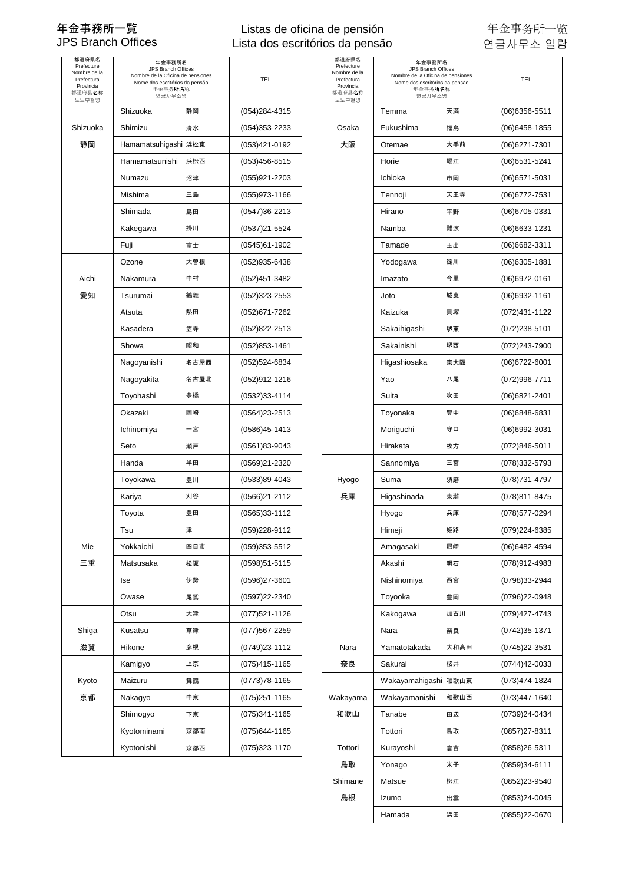# 年金事務所一覧 / JPS Branch Offices

Listas de oficina de pensión / Lista dos escritórios da pensão

年金事务所一览 / 연금사무소 일람

| 都道府県名 Prefecture Nombre de la Prefectura Província 都道府县名称 도도부현명 | 年金事務所名 JPS Branch Offices Nombre de la Oficina de pensiones Nome dos escritórios da pensão 年金事务所名称 연금사무소명 | | TEL |
|---|---|---|---|
| Shizuoka 静岡 | Shizuoka | 静岡 | (054)284-4315 |
| | Shimizu | 清水 | (054)353-2233 |
| | Hamamatsuhigashi | 浜松東 | (053)421-0192 |
| | Hamamatsunishi | 浜松西 | (053)456-8515 |
| | Numazu | 沼津 | (055)921-2203 |
| | Mishima | 三島 | (055)973-1166 |
| | Shimada | 島田 | (0547)36-2213 |
| | Kakegawa | 掛川 | (0537)21-5524 |
| | Fuji | 富士 | (0545)61-1902 |
| Aichi 愛知 | Ozone | 大曽根 | (052)935-6438 |
| | Nakamura | 中村 | (052)451-3482 |
| | Tsurumai | 鶴舞 | (052)323-2553 |
| | Atsuta | 熱田 | (052)671-7262 |
| | Kasadera | 笠寺 | (052)822-2513 |
| | Showa | 昭和 | (052)853-1461 |
| | Nagoyanishi | 名古屋西 | (052)524-6834 |
| | Nagoyakita | 名古屋北 | (052)912-1216 |
| | Toyohashi | 豊橋 | (0532)33-4114 |
| | Okazaki | 岡崎 | (0564)23-2513 |
| | Ichinomiya | 一宮 | (0586)45-1413 |
| | Seto | 瀬戸 | (0561)83-9043 |
| | Handa | 半田 | (0569)21-2320 |
| | Toyokawa | 豊川 | (0533)89-4043 |
| | Kariya | 刈谷 | (0566)21-2112 |
| | Toyota | 豊田 | (0565)33-1112 |
| Mie 三重 | Tsu | 津 | (059)228-9112 |
| | Yokkaichi | 四日市 | (059)353-5512 |
| | Matsusaka | 松阪 | (0598)51-5115 |
| | Ise | 伊勢 | (0596)27-3601 |
| | Owase | 尾鷲 | (0597)22-2340 |
| Shiga 滋賀 | Otsu | 大津 | (077)521-1126 |
| | Kusatsu | 草津 | (077)567-2259 |
| | Hikone | 彦根 | (0749)23-1112 |
| Kyoto 京都 | Kamigyo | 上京 | (075)415-1165 |
| | Maizuru | 舞鶴 | (0773)78-1165 |
| | Nakagyo | 中京 | (075)251-1165 |
| | Shimogyo | 下京 | (075)341-1165 |
| | Kyotominami | 京都南 | (075)644-1165 |
| | Kyotonishi | 京都西 | (075)323-1170 |
| Osaka 大阪 | Temma | 天満 | (06)6356-5511 |
| | Fukushima | 福島 | (06)6458-1855 |
| | Otemae | 大手前 | (06)6271-7301 |
| | Horie | 堀江 | (06)6531-5241 |
| | Ichioka | 市岡 | (06)6571-5031 |
| | Tennoji | 天王寺 | (06)6772-7531 |
| | Hirano | 平野 | (06)6705-0331 |
| | Namba | 難波 | (06)6633-1231 |
| | Tamade | 玉出 | (06)6682-3311 |
| | Yodogawa | 淀川 | (06)6305-1881 |
| | Imazato | 今里 | (06)6972-0161 |
| | Joto | 城東 | (06)6932-1161 |
| | Kaizuka | 貝塚 | (072)431-1122 |
| | Sakaihigashi | 堺東 | (072)238-5101 |
| | Sakainishi | 堺西 | (072)243-7900 |
| | Higashiosaka | 東大阪 | (06)6722-6001 |
| | Yao | 八尾 | (072)996-7711 |
| | Suita | 吹田 | (06)6821-2401 |
| | Toyonaka | 豊中 | (06)6848-6831 |
| | Moriguchi | 守口 | (06)6992-3031 |
| | Hirakata | 枚方 | (072)846-5011 |
| Hyogo 兵庫 | Sannomiya | 三宮 | (078)332-5793 |
| | Suma | 須磨 | (078)731-4797 |
| | Higashinada | 東灘 | (078)811-8475 |
| | Hyogo | 兵庫 | (078)577-0294 |
| | Himeji | 姫路 | (079)224-6385 |
| | Amagasaki | 尼崎 | (06)6482-4594 |
| | Akashi | 明石 | (078)912-4983 |
| | Nishinomiya | 西宮 | (0798)33-2944 |
| | Toyooka | 豊岡 | (0796)22-0948 |
| | Kakogawa | 加古川 | (079)427-4743 |
| Nara 奈良 | Nara | 奈良 | (0742)35-1371 |
| | Yamatotakada | 大和高田 | (0745)22-3531 |
| | Sakurai | 桜井 | (0744)42-0033 |
| Wakayama 和歌山 | Wakayamahigashi | 和歌山東 | (073)474-1824 |
| | Wakayamanishi | 和歌山西 | (073)447-1640 |
| | Tanabe | 田辺 | (0739)24-0434 |
| Tottori 鳥取 | Tottori | 鳥取 | (0857)27-8311 |
| | Kurayoshi | 倉吉 | (0858)26-5311 |
| | Yonago | 米子 | (0859)34-6111 |
| Shimane 島根 | Matsue | 松江 | (0852)23-9540 |
| | Izumo | 出雲 | (0853)24-0045 |
| | Hamada | 浜田 | (0855)22-0670 |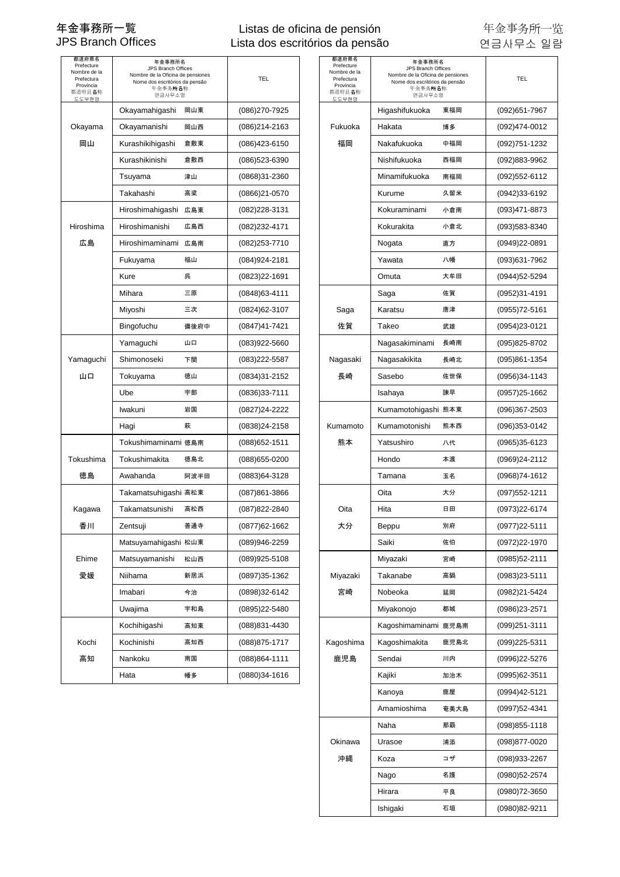# 年金事務所一覧 / JPS Branch Offices

## Listas de oficina de pensión / Lista dos escritórios da pensão

## 年金事务所一览 / 연금사무소 일람

| 都道府県名 Prefecture Nombre de la Prefectura Província 都道府县名称 도도부현명 | 年金事務所名 JPS Branch Offices Nombre de la Oficina de pensiones Nome dos escritórios da pensão 年金事务所名称 연금사무소명 | | TEL |
|---|---|---|---|
| Okayama 岡山 | Okayamahigashi | 岡山東 | (086)270-7925 |
| | Okayamanishi | 岡山西 | (086)214-2163 |
| | Kurashikihigashi | 倉敷東 | (086)423-6150 |
| | Kurashikinishi | 倉敷西 | (086)523-6390 |
| | Tsuyama | 津山 | (0868)31-2360 |
| | Takahashi | 高梁 | (0866)21-0570 |
| Hiroshima 広島 | Hiroshimahigashi | 広島東 | (082)228-3131 |
| | Hiroshimanishi | 広島西 | (082)232-4171 |
| | Hiroshimaminami | 広島南 | (082)253-7710 |
| | Fukuyama | 福山 | (084)924-2181 |
| | Kure | 呉 | (0823)22-1691 |
| | Mihara | 三原 | (0848)63-4111 |
| | Miyoshi | 三次 | (0824)62-3107 |
| | Bingofuchu | 備後府中 | (0847)41-7421 |
| Yamaguchi 山口 | Yamaguchi | 山口 | (083)922-5660 |
| | Shimonoseki | 下関 | (083)222-5587 |
| | Tokuyama | 徳山 | (0834)31-2152 |
| | Ube | 宇部 | (0836)33-7111 |
| | Iwakuni | 岩国 | (0827)24-2222 |
| | Hagi | 萩 | (0838)24-2158 |
| Tokushima 徳島 | Tokushimaminami | 徳島南 | (088)652-1511 |
| | Tokushimakita | 徳島北 | (088)655-0200 |
| | Awahanda | 阿波半田 | (0883)64-3128 |
| Kagawa 香川 | Takamatsuhigashi | 高松東 | (087)861-3866 |
| | Takamatsunishi | 高松西 | (087)822-2840 |
| | Zentsuji | 善通寺 | (0877)62-1662 |
| Ehime 愛媛 | Matsuyamahigashi | 松山東 | (089)946-2259 |
| | Matsuyamanishi | 松山西 | (089)925-5108 |
| | Niihama | 新居浜 | (0897)35-1362 |
| | Imabari | 今治 | (0898)32-6142 |
| | Uwajima | 宇和島 | (0895)22-5480 |
| Kochi 高知 | Kochihigashi | 高知東 | (088)831-4430 |
| | Kochinishi | 高知西 | (088)875-1717 |
| | Nankoku | 南国 | (088)864-1111 |
| | Hata | 幡多 | (0880)34-1616 |

| 都道府県名 Prefecture Nombre de la Prefectura Província 都道府县名称 도도부현명 | 年金事務所名 JPS Branch Offices Nombre de la Oficina de pensiones Nome dos escritórios da pensão 年金事务所名称 연금사무소명 | | TEL |
|---|---|---|---|
| Fukuoka 福岡 | Higashifukuoka | 東福岡 | (092)651-7967 |
| | Hakata | 博多 | (092)474-0012 |
| | Nakafukuoka | 中福岡 | (092)751-1232 |
| | Nishifukuoka | 西福岡 | (092)883-9962 |
| | Minamifukuoka | 南福岡 | (092)552-6112 |
| | Kurume | 久留米 | (0942)33-6192 |
| | Kokuraminami | 小倉南 | (093)471-8873 |
| | Kokurakita | 小倉北 | (093)583-8340 |
| | Nogata | 直方 | (0949)22-0891 |
| | Yawata | 八幡 | (093)631-7962 |
| | Omuta | 大牟田 | (0944)52-5294 |
| Saga 佐賀 | Saga | 佐賀 | (0952)31-4191 |
| | Karatsu | 唐津 | (0955)72-5161 |
| | Takeo | 武雄 | (0954)23-0121 |
| Nagasaki 長崎 | Nagasakiminami | 長崎南 | (095)825-8702 |
| | Nagasakikita | 長崎北 | (095)861-1354 |
| | Sasebo | 佐世保 | (0956)34-1143 |
| | Isahaya | 諫早 | (0957)25-1662 |
| Kumamoto 熊本 | Kumamotohigashi | 熊本東 | (096)367-2503 |
| | Kumamotonishi | 熊本西 | (096)353-0142 |
| | Yatsushiro | 八代 | (0965)35-6123 |
| | Hondo | 本渡 | (0969)24-2112 |
| | Tamana | 玉名 | (0968)74-1612 |
| Oita 大分 | Oita | 大分 | (097)552-1211 |
| | Hita | 日田 | (0973)22-6174 |
| | Beppu | 別府 | (0977)22-5111 |
| | Saiki | 佐伯 | (0972)22-1970 |
| Miyazaki 宮崎 | Miyazaki | 宮崎 | (0985)52-2111 |
| | Takanabe | 高鍋 | (0983)23-5111 |
| | Nobeoka | 延岡 | (0982)21-5424 |
| | Miyakonojo | 都城 | (0986)23-2571 |
| Kagoshima 鹿児島 | Kagoshimaminami | 鹿児島南 | (099)251-3111 |
| | Kagoshimakita | 鹿児島北 | (099)225-5311 |
| | Sendai | 川内 | (0996)22-5276 |
| | Kajiki | 加治木 | (0995)62-3511 |
| | Kanoya | 鹿屋 | (0994)42-5121 |
| | Amamioshima | 奄美大島 | (0997)52-4341 |
| Okinawa 沖縄 | Naha | 那覇 | (098)855-1118 |
| | Urasoe | 浦添 | (098)877-0020 |
| | Koza | コザ | (098)933-2267 |
| | Nago | 名護 | (0980)52-2574 |
| | Hirara | 平良 | (0980)72-3650 |
| | Ishigaki | 石垣 | (0980)82-9211 |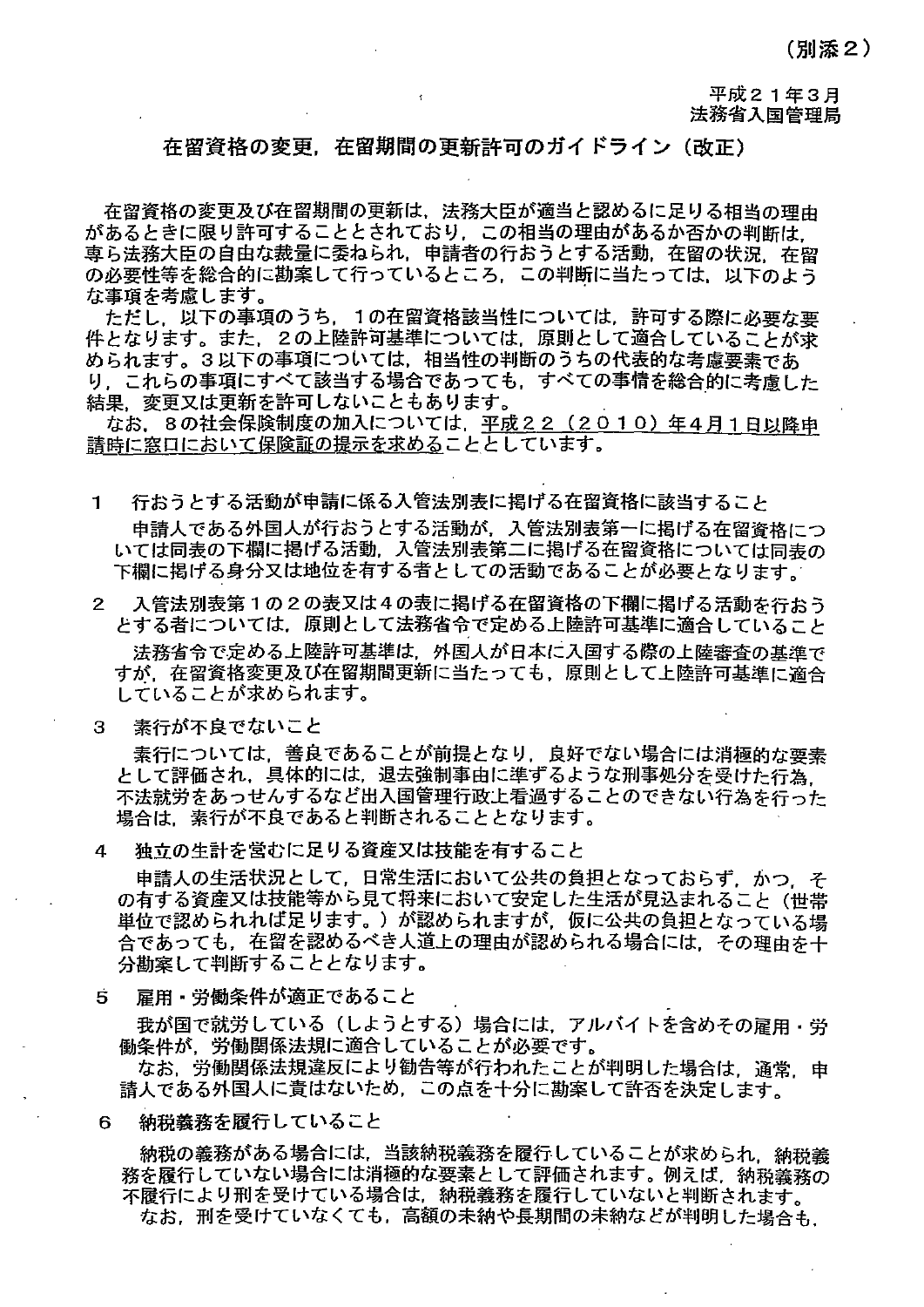（別添２）

平成２１年３月
法務省入国管理局

## 在留資格の変更，在留期間の更新許可のガイドライン（改正）

在留資格の変更及び在留期間の更新は，法務大臣が適当と認めるに足りる相当の理由があるときに限り許可することとされており，この相当の理由があるか否かの判断は，専ら法務大臣の自由な裁量に委ねられ，申請者の行おうとする活動，在留の状況，在留の必要性等を総合的に勘案して行っているところ，この判断に当たっては，以下のような事項を考慮します。

ただし，以下の事項のうち，１の在留資格該当性については，許可する際に必要な要件となります。また，２の上陸許可基準については，原則として適合していることが求められます。３以下の事項については，相当性の判断のうちの代表的な考慮要素であり，これらの事項にすべて該当する場合であっても，すべての事情を総合的に考慮した結果，変更又は更新を許可しないこともあります。

なお，８の社会保険制度の加入については，平成２２（２０１０）年４月１日以降申請時に窓口において保険証の提示を求めることとしています。

１　行おうとする活動が申請に係る入管法別表に掲げる在留資格に該当すること

申請人である外国人が行おうとする活動が，入管法別表第一に掲げる在留資格については同表の下欄に掲げる活動，入管法別表第二に掲げる在留資格については同表の下欄に掲げる身分又は地位を有する者としての活動であることが必要となります。

２　入管法別表第１の２の表又は４の表に掲げる在留資格の下欄に掲げる活動を行おうとする者については，原則として法務省令で定める上陸許可基準に適合していること

法務省令で定める上陸許可基準は，外国人が日本に入国する際の上陸審査の基準ですが，在留資格変更及び在留期間更新に当たっても，原則として上陸許可基準に適合していることが求められます。

３　素行が不良でないこと

素行については，善良であることが前提となり，良好でない場合には消極的な要素として評価され，具体的には，退去強制事由に準ずるような刑事処分を受けた行為，不法就労をあっせんするなど出入国管理行政上看過することのできない行為を行った場合は，素行が不良であると判断されることとなります。

４　独立の生計を営むに足りる資産又は技能を有すること

申請人の生活状況として，日常生活において公共の負担となっておらず，かつ，その有する資産又は技能等から見て将来において安定した生活が見込まれること（世帯単位で認められれば足ります。）が認められますが，仮に公共の負担となっている場合であっても，在留を認めるべき人道上の理由が認められる場合には，その理由を十分勘案して判断することとなります。

５　雇用・労働条件が適正であること

我が国で就労している（しようとする）場合には，アルバイトを含めその雇用・労働条件が，労働関係法規に適合していることが必要です。

なお，労働関係法規違反により勧告等が行われたことが判明した場合は，通常，申請人である外国人に責はないため，この点を十分に勘案して許否を決定します。

６　納税義務を履行していること

納税の義務がある場合には，当該納税義務を履行していることが求められ，納税義務を履行していない場合には消極的な要素として評価されます。例えば，納税義務の不履行により刑を受けている場合は，納税義務を履行していないと判断されます。

なお，刑を受けていなくても，高額の未納や長期間の未納などが判明した場合も，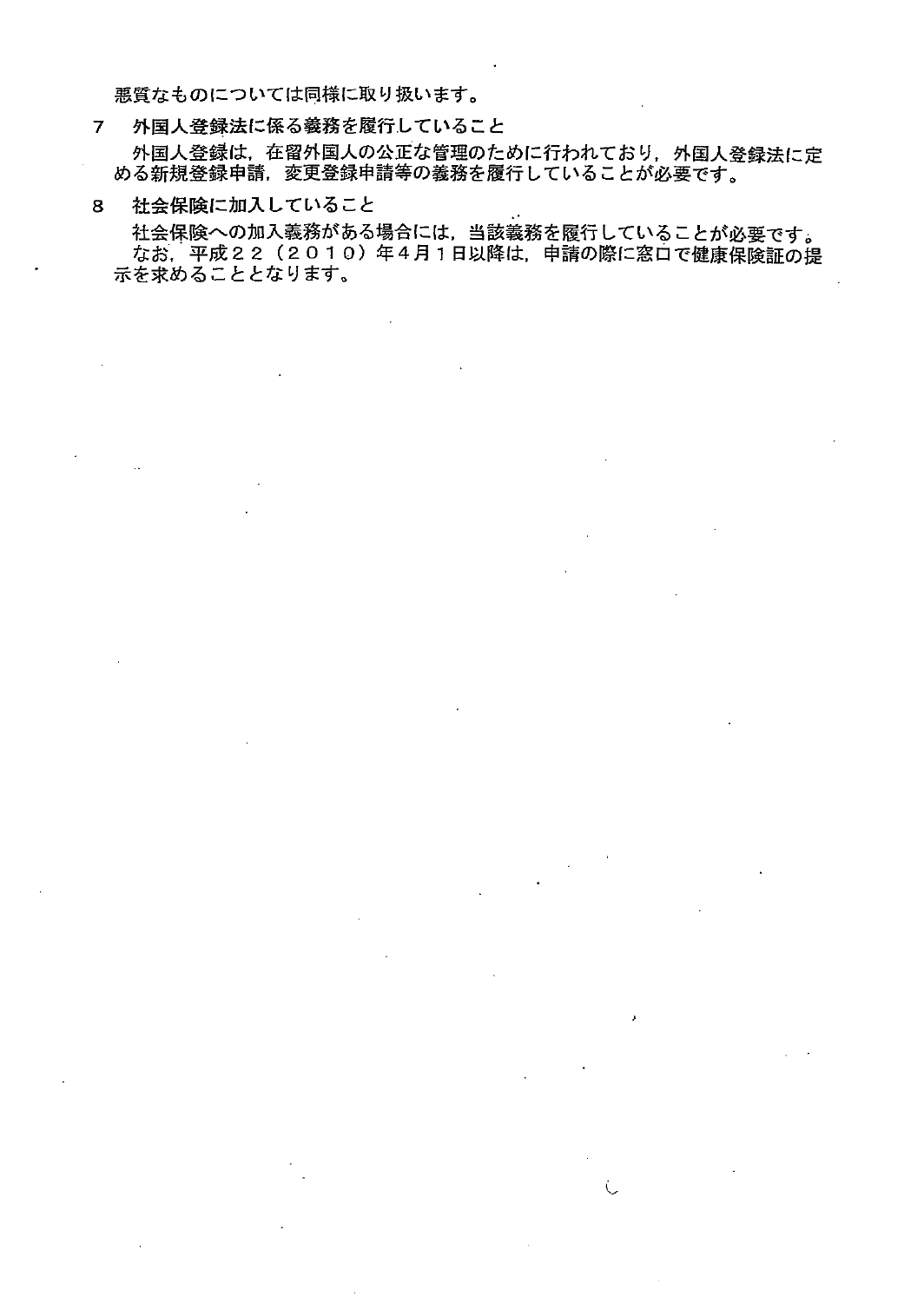悪質なものについては同様に取り扱います。

7　外国人登録法に係る義務を履行していること

外国人登録は，在留外国人の公正な管理のために行われており，外国人登録法に定める新規登録申請，変更登録申請等の義務を履行していることが必要です。

8　社会保険に加入していること

社会保険への加入義務がある場合には，当該義務を履行していることが必要です。

なお，平成２２（２０１０）年４月１日以降は，申請の際に窓口で健康保険証の提示を求めることとなります。